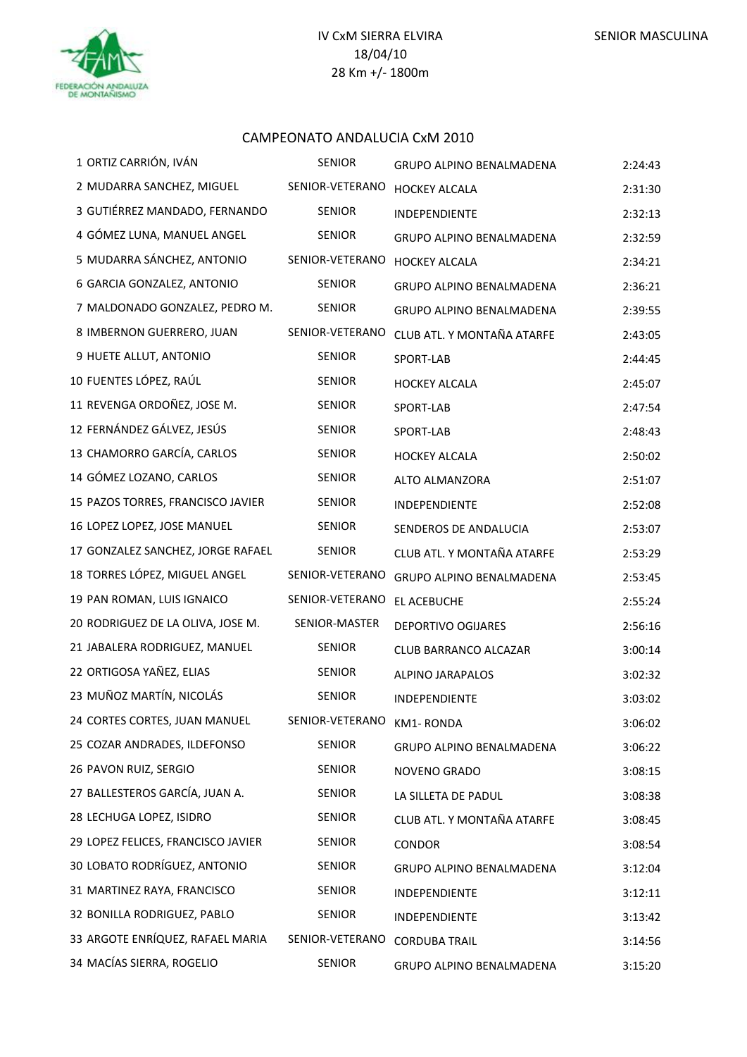IV CxM SIERRA ELVIRA
18/04/10
28 Km +/- 1800m

SENIOR MASCULINA

FEDERACIÓN ANDALUZA DE MONTAÑISMO

## CAMPEONATO ANDALUCIA CxM 2010

| | | | | |
|---|---|---|---|---|
| 1 | ORTIZ CARRIÓN, IVÁN | SENIOR | GRUPO ALPINO BENALMADENA | 2:24:43 |
| 2 | MUDARRA SANCHEZ, MIGUEL | SENIOR-VETERANO | HOCKEY ALCALA | 2:31:30 |
| 3 | GUTIÉRREZ MANDADO, FERNANDO | SENIOR | INDEPENDIENTE | 2:32:13 |
| 4 | GÓMEZ LUNA, MANUEL ANGEL | SENIOR | GRUPO ALPINO BENALMADENA | 2:32:59 |
| 5 | MUDARRA SÁNCHEZ, ANTONIO | SENIOR-VETERANO | HOCKEY ALCALA | 2:34:21 |
| 6 | GARCIA GONZALEZ, ANTONIO | SENIOR | GRUPO ALPINO BENALMADENA | 2:36:21 |
| 7 | MALDONADO GONZALEZ, PEDRO M. | SENIOR | GRUPO ALPINO BENALMADENA | 2:39:55 |
| 8 | IMBERNON GUERRERO, JUAN | SENIOR-VETERANO | CLUB ATL. Y MONTAÑA ATARFE | 2:43:05 |
| 9 | HUETE ALLUT, ANTONIO | SENIOR | SPORT-LAB | 2:44:45 |
| 10 | FUENTES LÓPEZ, RAÚL | SENIOR | HOCKEY ALCALA | 2:45:07 |
| 11 | REVENGA ORDOÑEZ, JOSE M. | SENIOR | SPORT-LAB | 2:47:54 |
| 12 | FERNÁNDEZ GÁLVEZ, JESÚS | SENIOR | SPORT-LAB | 2:48:43 |
| 13 | CHAMORRO GARCÍA, CARLOS | SENIOR | HOCKEY ALCALA | 2:50:02 |
| 14 | GÓMEZ LOZANO, CARLOS | SENIOR | ALTO ALMANZORA | 2:51:07 |
| 15 | PAZOS TORRES, FRANCISCO JAVIER | SENIOR | INDEPENDIENTE | 2:52:08 |
| 16 | LOPEZ LOPEZ, JOSE MANUEL | SENIOR | SENDEROS DE ANDALUCIA | 2:53:07 |
| 17 | GONZALEZ SANCHEZ, JORGE RAFAEL | SENIOR | CLUB ATL. Y MONTAÑA ATARFE | 2:53:29 |
| 18 | TORRES LÓPEZ, MIGUEL ANGEL | SENIOR-VETERANO | GRUPO ALPINO BENALMADENA | 2:53:45 |
| 19 | PAN ROMAN, LUIS IGNAICO | SENIOR-VETERANO | EL ACEBUCHE | 2:55:24 |
| 20 | RODRIGUEZ DE LA OLIVA, JOSE M. | SENIOR-MASTER | DEPORTIVO OGIJARES | 2:56:16 |
| 21 | JABALERA RODRIGUEZ, MANUEL | SENIOR | CLUB BARRANCO ALCAZAR | 3:00:14 |
| 22 | ORTIGOSA YAÑEZ, ELIAS | SENIOR | ALPINO JARAPALOS | 3:02:32 |
| 23 | MUÑOZ MARTÍN, NICOLÁS | SENIOR | INDEPENDIENTE | 3:03:02 |
| 24 | CORTES CORTES, JUAN MANUEL | SENIOR-VETERANO | KM1- RONDA | 3:06:02 |
| 25 | COZAR ANDRADES, ILDEFONSO | SENIOR | GRUPO ALPINO BENALMADENA | 3:06:22 |
| 26 | PAVON RUIZ, SERGIO | SENIOR | NOVENO GRADO | 3:08:15 |
| 27 | BALLESTEROS GARCÍA, JUAN A. | SENIOR | LA SILLETA DE PADUL | 3:08:38 |
| 28 | LECHUGA LOPEZ, ISIDRO | SENIOR | CLUB ATL. Y MONTAÑA ATARFE | 3:08:45 |
| 29 | LOPEZ FELICES, FRANCISCO JAVIER | SENIOR | CONDOR | 3:08:54 |
| 30 | LOBATO RODRÍGUEZ, ANTONIO | SENIOR | GRUPO ALPINO BENALMADENA | 3:12:04 |
| 31 | MARTINEZ RAYA, FRANCISCO | SENIOR | INDEPENDIENTE | 3:12:11 |
| 32 | BONILLA RODRIGUEZ, PABLO | SENIOR | INDEPENDIENTE | 3:13:42 |
| 33 | ARGOTE ENRÍQUEZ, RAFAEL MARIA | SENIOR-VETERANO | CORDUBA TRAIL | 3:14:56 |
| 34 | MACÍAS SIERRA, ROGELIO | SENIOR | GRUPO ALPINO BENALMADENA | 3:15:20 |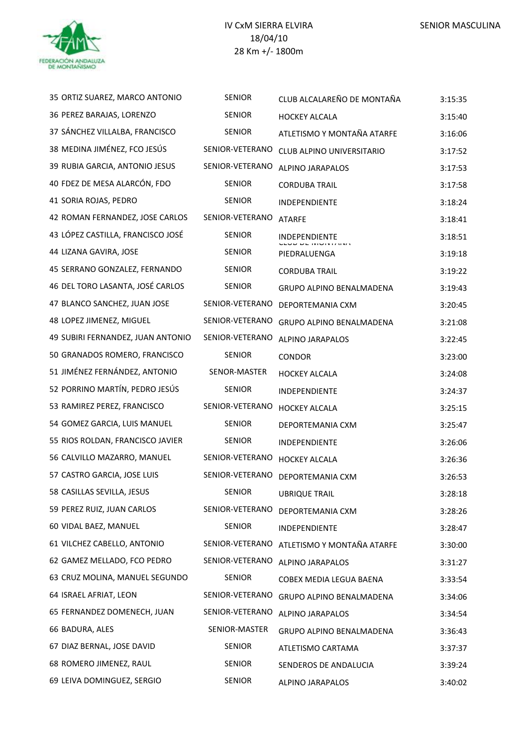| Pos | Nombre | Categoría | Club | Tiempo |
|---|---|---|---|---|
| 35 | ORTIZ SUAREZ, MARCO ANTONIO | SENIOR | CLUB ALCALAREÑO DE MONTAÑA | 3:15:35 |
| 36 | PEREZ BARAJAS, LORENZO | SENIOR | HOCKEY ALCALA | 3:15:40 |
| 37 | SÁNCHEZ VILLALBA, FRANCISCO | SENIOR | ATLETISMO Y MONTAÑA ATARFE | 3:16:06 |
| 38 | MEDINA JIMÉNEZ, FCO JESÚS | SENIOR-VETERANO | CLUB ALPINO UNIVERSITARIO | 3:17:52 |
| 39 | RUBIA GARCIA, ANTONIO JESUS | SENIOR-VETERANO | ALPINO JARAPALOS | 3:17:53 |
| 40 | FDEZ DE MESA ALARCÓN, FDO | SENIOR | CORDUBA TRAIL | 3:17:58 |
| 41 | SORIA ROJAS, PEDRO | SENIOR | INDEPENDIENTE | 3:18:24 |
| 42 | ROMAN FERNANDEZ, JOSE CARLOS | SENIOR-VETERANO | ATARFE | 3:18:41 |
| 43 | LÓPEZ CASTILLA, FRANCISCO JOSÉ | SENIOR | INDEPENDIENTE | 3:18:51 |
| 44 | LIZANA GAVIRA, JOSE | SENIOR | CLUB DE MONTAÑA PIEDRALUENGA | 3:19:18 |
| 45 | SERRANO GONZALEZ, FERNANDO | SENIOR | CORDUBA TRAIL | 3:19:22 |
| 46 | DEL TORO LASANTA, JOSÉ CARLOS | SENIOR | GRUPO ALPINO BENALMADENA | 3:19:43 |
| 47 | BLANCO SANCHEZ, JUAN JOSE | SENIOR-VETERANO | DEPORTEMANIA CXM | 3:20:45 |
| 48 | LOPEZ JIMENEZ, MIGUEL | SENIOR-VETERANO | GRUPO ALPINO BENALMADENA | 3:21:08 |
| 49 | SUBIRI FERNANDEZ, JUAN ANTONIO | SENIOR-VETERANO | ALPINO JARAPALOS | 3:22:45 |
| 50 | GRANADOS ROMERO, FRANCISCO | SENIOR | CONDOR | 3:23:00 |
| 51 | JIMÉNEZ FERNÁNDEZ, ANTONIO | SENOR-MASTER | HOCKEY ALCALA | 3:24:08 |
| 52 | PORRINO MARTÍN, PEDRO JESÚS | SENIOR | INDEPENDIENTE | 3:24:37 |
| 53 | RAMIREZ PEREZ, FRANCISCO | SENIOR-VETERANO | HOCKEY ALCALA | 3:25:15 |
| 54 | GOMEZ GARCIA, LUIS MANUEL | SENIOR | DEPORTEMANIA CXM | 3:25:47 |
| 55 | RIOS ROLDAN, FRANCISCO JAVIER | SENIOR | INDEPENDIENTE | 3:26:06 |
| 56 | CALVILLO MAZARRO, MANUEL | SENIOR-VETERANO | HOCKEY ALCALA | 3:26:36 |
| 57 | CASTRO GARCIA, JOSE LUIS | SENIOR-VETERANO | DEPORTEMANIA CXM | 3:26:53 |
| 58 | CASILLAS SEVILLA, JESUS | SENIOR | UBRIQUE TRAIL | 3:28:18 |
| 59 | PEREZ RUIZ, JUAN CARLOS | SENIOR-VETERANO | DEPORTEMANIA CXM | 3:28:26 |
| 60 | VIDAL BAEZ, MANUEL | SENIOR | INDEPENDIENTE | 3:28:47 |
| 61 | VILCHEZ CABELLO, ANTONIO | SENIOR-VETERANO | ATLETISMO Y MONTAÑA ATARFE | 3:30:00 |
| 62 | GAMEZ MELLADO, FCO PEDRO | SENIOR-VETERANO | ALPINO JARAPALOS | 3:31:27 |
| 63 | CRUZ MOLINA, MANUEL SEGUNDO | SENIOR | COBEX MEDIA LEGUA BAENA | 3:33:54 |
| 64 | ISRAEL AFRIAT, LEON | SENIOR-VETERANO | GRUPO ALPINO BENALMADENA | 3:34:06 |
| 65 | FERNANDEZ DOMENECH, JUAN | SENIOR-VETERANO | ALPINO JARAPALOS | 3:34:54 |
| 66 | BADURA, ALES | SENIOR-MASTER | GRUPO ALPINO BENALMADENA | 3:36:43 |
| 67 | DIAZ BERNAL, JOSE DAVID | SENIOR | ATLETISMO CARTAMA | 3:37:37 |
| 68 | ROMERO JIMENEZ, RAUL | SENIOR | SENDEROS DE ANDALUCIA | 3:39:24 |
| 69 | LEIVA DOMINGUEZ, SERGIO | SENIOR | ALPINO JARAPALOS | 3:40:02 |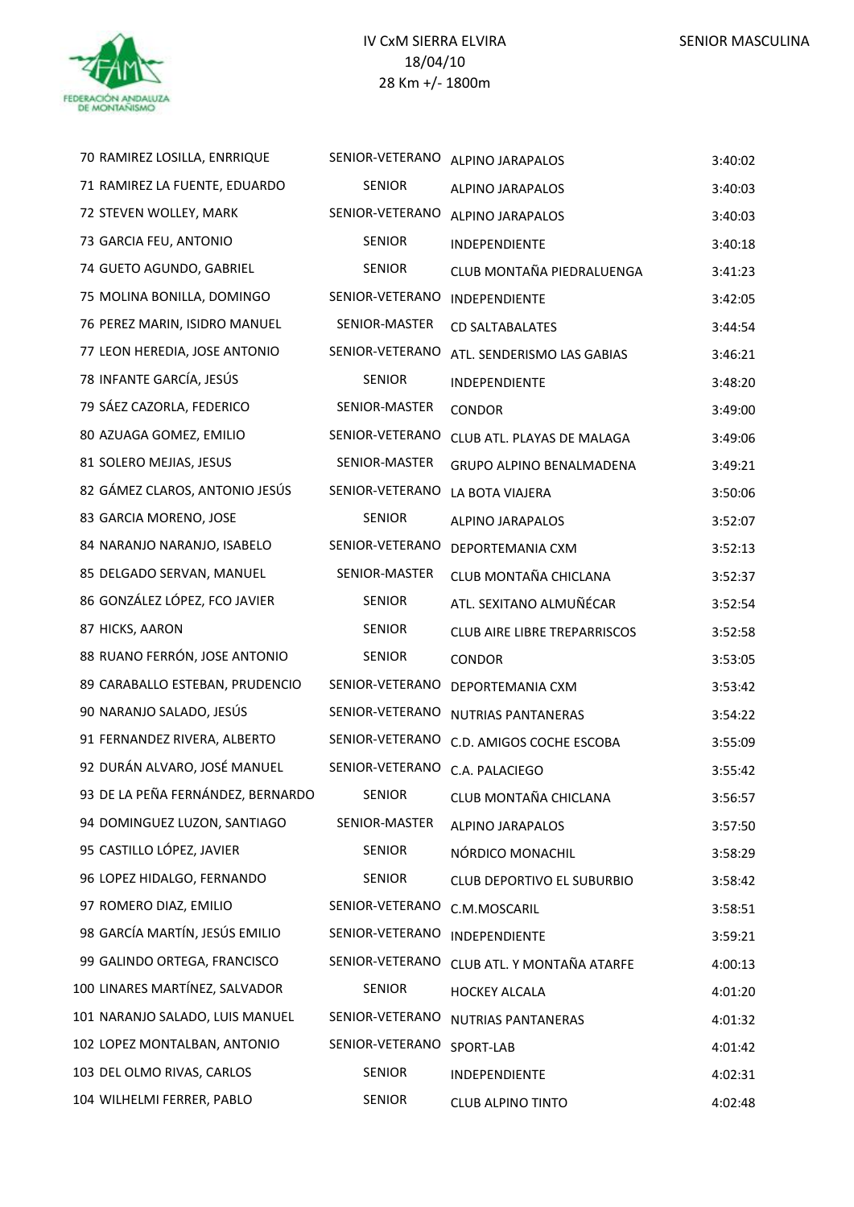IV CxM SIERRA ELVIRA
18/04/10
28 Km +/- 1800m

SENIOR MASCULINA

| | | | | |
|---|---|---|---|---|
| 70 | RAMIREZ LOSILLA, ENRRIQUE | SENIOR-VETERANO | ALPINO JARAPALOS | 3:40:02 |
| 71 | RAMIREZ LA FUENTE, EDUARDO | SENIOR | ALPINO JARAPALOS | 3:40:03 |
| 72 | STEVEN WOLLEY, MARK | SENIOR-VETERANO | ALPINO JARAPALOS | 3:40:03 |
| 73 | GARCIA FEU, ANTONIO | SENIOR | INDEPENDIENTE | 3:40:18 |
| 74 | GUETO AGUNDO, GABRIEL | SENIOR | CLUB MONTAÑA PIEDRALUENGA | 3:41:23 |
| 75 | MOLINA BONILLA, DOMINGO | SENIOR-VETERANO | INDEPENDIENTE | 3:42:05 |
| 76 | PEREZ MARIN, ISIDRO MANUEL | SENIOR-MASTER | CD SALTABALATES | 3:44:54 |
| 77 | LEON HEREDIA, JOSE ANTONIO | SENIOR-VETERANO | ATL. SENDERISMO LAS GABIAS | 3:46:21 |
| 78 | INFANTE GARCÍA, JESÚS | SENIOR | INDEPENDIENTE | 3:48:20 |
| 79 | SÁEZ CAZORLA, FEDERICO | SENIOR-MASTER | CONDOR | 3:49:00 |
| 80 | AZUAGA GOMEZ, EMILIO | SENIOR-VETERANO | CLUB ATL. PLAYAS DE MALAGA | 3:49:06 |
| 81 | SOLERO MEJIAS, JESUS | SENIOR-MASTER | GRUPO ALPINO BENALMADENA | 3:49:21 |
| 82 | GÁMEZ CLAROS, ANTONIO JESÚS | SENIOR-VETERANO | LA BOTA VIAJERA | 3:50:06 |
| 83 | GARCIA MORENO, JOSE | SENIOR | ALPINO JARAPALOS | 3:52:07 |
| 84 | NARANJO NARANJO, ISABELO | SENIOR-VETERANO | DEPORTEMANIA CXM | 3:52:13 |
| 85 | DELGADO SERVAN, MANUEL | SENIOR-MASTER | CLUB MONTAÑA CHICLANA | 3:52:37 |
| 86 | GONZÁLEZ LÓPEZ, FCO JAVIER | SENIOR | ATL. SEXITANO ALMUÑÉCAR | 3:52:54 |
| 87 | HICKS, AARON | SENIOR | CLUB AIRE LIBRE TREPARRISCOS | 3:52:58 |
| 88 | RUANO FERRÓN, JOSE ANTONIO | SENIOR | CONDOR | 3:53:05 |
| 89 | CARABALLO ESTEBAN, PRUDENCIO | SENIOR-VETERANO | DEPORTEMANIA CXM | 3:53:42 |
| 90 | NARANJO SALADO, JESÚS | SENIOR-VETERANO | NUTRIAS PANTANERAS | 3:54:22 |
| 91 | FERNANDEZ RIVERA, ALBERTO | SENIOR-VETERANO | C.D. AMIGOS COCHE ESCOBA | 3:55:09 |
| 92 | DURÁN ALVARO, JOSÉ MANUEL | SENIOR-VETERANO | C.A. PALACIEGO | 3:55:42 |
| 93 | DE LA PEÑA FERNÁNDEZ, BERNARDO | SENIOR | CLUB MONTAÑA CHICLANA | 3:56:57 |
| 94 | DOMINGUEZ LUZON, SANTIAGO | SENIOR-MASTER | ALPINO JARAPALOS | 3:57:50 |
| 95 | CASTILLO LÓPEZ, JAVIER | SENIOR | NÓRDICO MONACHIL | 3:58:29 |
| 96 | LOPEZ HIDALGO, FERNANDO | SENIOR | CLUB DEPORTIVO EL SUBURBIO | 3:58:42 |
| 97 | ROMERO DIAZ, EMILIO | SENIOR-VETERANO | C.M.MOSCARIL | 3:58:51 |
| 98 | GARCÍA MARTÍN, JESÚS EMILIO | SENIOR-VETERANO | INDEPENDIENTE | 3:59:21 |
| 99 | GALINDO ORTEGA, FRANCISCO | SENIOR-VETERANO | CLUB ATL. Y MONTAÑA ATARFE | 4:00:13 |
| 100 | LINARES MARTÍNEZ, SALVADOR | SENIOR | HOCKEY ALCALA | 4:01:20 |
| 101 | NARANJO SALADO, LUIS MANUEL | SENIOR-VETERANO | NUTRIAS PANTANERAS | 4:01:32 |
| 102 | LOPEZ MONTALBAN, ANTONIO | SENIOR-VETERANO | SPORT-LAB | 4:01:42 |
| 103 | DEL OLMO RIVAS, CARLOS | SENIOR | INDEPENDIENTE | 4:02:31 |
| 104 | WILHELMI FERRER, PABLO | SENIOR | CLUB ALPINO TINTO | 4:02:48 |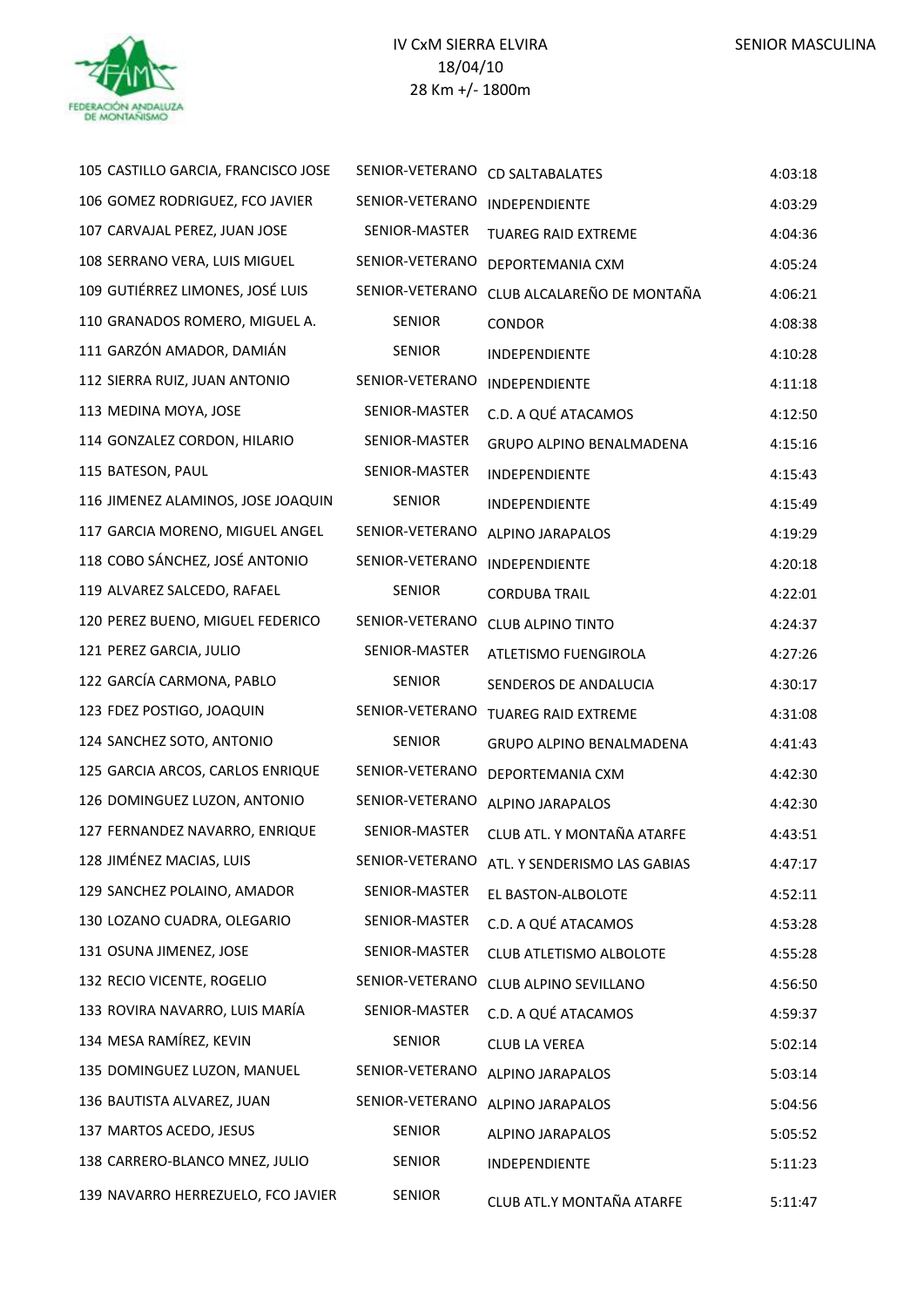IV CxM SIERRA ELVIRA
18/04/10
28 Km +/- 1800m

SENIOR MASCULINA

| | | | | |
|---|---|---|---|---|
| 105 | CASTILLO GARCIA, FRANCISCO JOSE | SENIOR-VETERANO | CD SALTABALATES | 4:03:18 |
| 106 | GOMEZ RODRIGUEZ, FCO JAVIER | SENIOR-VETERANO | INDEPENDIENTE | 4:03:29 |
| 107 | CARVAJAL PEREZ, JUAN JOSE | SENIOR-MASTER | TUAREG RAID EXTREME | 4:04:36 |
| 108 | SERRANO VERA, LUIS MIGUEL | SENIOR-VETERANO | DEPORTEMANIA CXM | 4:05:24 |
| 109 | GUTIÉRREZ LIMONES, JOSÉ LUIS | SENIOR-VETERANO | CLUB ALCALAREÑO DE MONTAÑA | 4:06:21 |
| 110 | GRANADOS ROMERO, MIGUEL A. | SENIOR | CONDOR | 4:08:38 |
| 111 | GARZÓN AMADOR, DAMIÁN | SENIOR | INDEPENDIENTE | 4:10:28 |
| 112 | SIERRA RUIZ, JUAN ANTONIO | SENIOR-VETERANO | INDEPENDIENTE | 4:11:18 |
| 113 | MEDINA MOYA, JOSE | SENIOR-MASTER | C.D. A QUÉ ATACAMOS | 4:12:50 |
| 114 | GONZALEZ CORDON, HILARIO | SENIOR-MASTER | GRUPO ALPINO BENALMADENA | 4:15:16 |
| 115 | BATESON, PAUL | SENIOR-MASTER | INDEPENDIENTE | 4:15:43 |
| 116 | JIMENEZ ALAMINOS, JOSE JOAQUIN | SENIOR | INDEPENDIENTE | 4:15:49 |
| 117 | GARCIA MORENO, MIGUEL ANGEL | SENIOR-VETERANO | ALPINO JARAPALOS | 4:19:29 |
| 118 | COBO SÁNCHEZ, JOSÉ ANTONIO | SENIOR-VETERANO | INDEPENDIENTE | 4:20:18 |
| 119 | ALVAREZ SALCEDO, RAFAEL | SENIOR | CORDUBA TRAIL | 4:22:01 |
| 120 | PEREZ BUENO, MIGUEL FEDERICO | SENIOR-VETERANO | CLUB ALPINO TINTO | 4:24:37 |
| 121 | PEREZ GARCIA, JULIO | SENIOR-MASTER | ATLETISMO FUENGIROLA | 4:27:26 |
| 122 | GARCÍA CARMONA, PABLO | SENIOR | SENDEROS DE ANDALUCIA | 4:30:17 |
| 123 | FDEZ POSTIGO, JOAQUIN | SENIOR-VETERANO | TUAREG RAID EXTREME | 4:31:08 |
| 124 | SANCHEZ SOTO, ANTONIO | SENIOR | GRUPO ALPINO BENALMADENA | 4:41:43 |
| 125 | GARCIA ARCOS, CARLOS ENRIQUE | SENIOR-VETERANO | DEPORTEMANIA CXM | 4:42:30 |
| 126 | DOMINGUEZ LUZON, ANTONIO | SENIOR-VETERANO | ALPINO JARAPALOS | 4:42:30 |
| 127 | FERNANDEZ NAVARRO, ENRIQUE | SENIOR-MASTER | CLUB ATL. Y MONTAÑA ATARFE | 4:43:51 |
| 128 | JIMÉNEZ MACIAS, LUIS | SENIOR-VETERANO | ATL. Y SENDERISMO LAS GABIAS | 4:47:17 |
| 129 | SANCHEZ POLAINO, AMADOR | SENIOR-MASTER | EL BASTON-ALBOLOTE | 4:52:11 |
| 130 | LOZANO CUADRA, OLEGARIO | SENIOR-MASTER | C.D. A QUÉ ATACAMOS | 4:53:28 |
| 131 | OSUNA JIMENEZ, JOSE | SENIOR-MASTER | CLUB ATLETISMO ALBOLOTE | 4:55:28 |
| 132 | RECIO VICENTE, ROGELIO | SENIOR-VETERANO | CLUB ALPINO SEVILLANO | 4:56:50 |
| 133 | ROVIRA NAVARRO, LUIS MARÍA | SENIOR-MASTER | C.D. A QUÉ ATACAMOS | 4:59:37 |
| 134 | MESA RAMÍREZ, KEVIN | SENIOR | CLUB LA VEREA | 5:02:14 |
| 135 | DOMINGUEZ LUZON, MANUEL | SENIOR-VETERANO | ALPINO JARAPALOS | 5:03:14 |
| 136 | BAUTISTA ALVAREZ, JUAN | SENIOR-VETERANO | ALPINO JARAPALOS | 5:04:56 |
| 137 | MARTOS ACEDO, JESUS | SENIOR | ALPINO JARAPALOS | 5:05:52 |
| 138 | CARRERO-BLANCO MNEZ, JULIO | SENIOR | INDEPENDIENTE | 5:11:23 |
| 139 | NAVARRO HERREZUELO, FCO JAVIER | SENIOR | CLUB ATL.Y MONTAÑA ATARFE | 5:11:47 |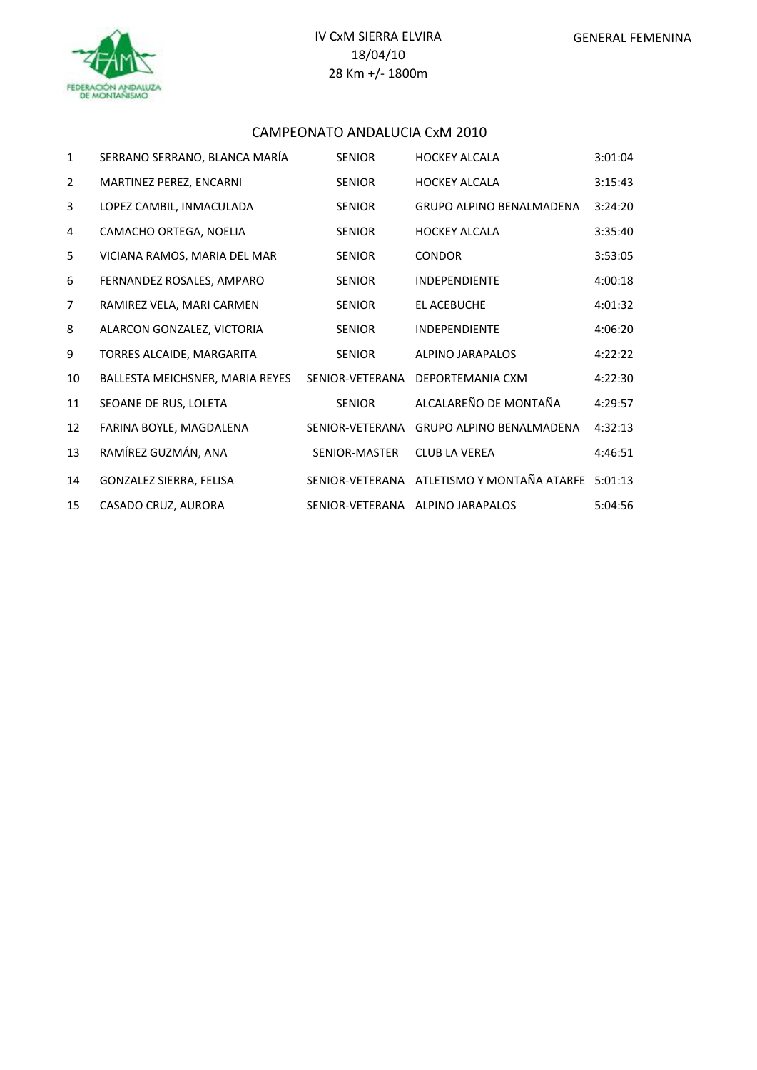IV CxM SIERRA ELVIRA
18/04/10
28 Km +/- 1800m

GENERAL FEMENINA

## CAMPEONATO ANDALUCIA CxM 2010

| | | | | |
|---|---|---|---|---|
| 1 | SERRANO SERRANO, BLANCA MARÍA | SENIOR | HOCKEY ALCALA | 3:01:04 |
| 2 | MARTINEZ PEREZ, ENCARNI | SENIOR | HOCKEY ALCALA | 3:15:43 |
| 3 | LOPEZ CAMBIL, INMACULADA | SENIOR | GRUPO ALPINO BENALMADENA | 3:24:20 |
| 4 | CAMACHO ORTEGA, NOELIA | SENIOR | HOCKEY ALCALA | 3:35:40 |
| 5 | VICIANA RAMOS, MARIA DEL MAR | SENIOR | CONDOR | 3:53:05 |
| 6 | FERNANDEZ ROSALES, AMPARO | SENIOR | INDEPENDIENTE | 4:00:18 |
| 7 | RAMIREZ VELA, MARI CARMEN | SENIOR | EL ACEBUCHE | 4:01:32 |
| 8 | ALARCON GONZALEZ, VICTORIA | SENIOR | INDEPENDIENTE | 4:06:20 |
| 9 | TORRES ALCAIDE, MARGARITA | SENIOR | ALPINO JARAPALOS | 4:22:22 |
| 10 | BALLESTA MEICHSNER, MARIA REYES | SENIOR-VETERANA | DEPORTEMANIA CXM | 4:22:30 |
| 11 | SEOANE DE RUS, LOLETA | SENIOR | ALCALAREÑO DE MONTAÑA | 4:29:57 |
| 12 | FARINA BOYLE, MAGDALENA | SENIOR-VETERANA | GRUPO ALPINO BENALMADENA | 4:32:13 |
| 13 | RAMÍREZ GUZMÁN, ANA | SENIOR-MASTER | CLUB LA VEREA | 4:46:51 |
| 14 | GONZALEZ SIERRA, FELISA | SENIOR-VETERANA | ATLETISMO Y MONTAÑA ATARFE | 5:01:13 |
| 15 | CASADO CRUZ, AURORA | SENIOR-VETERANA | ALPINO JARAPALOS | 5:04:56 |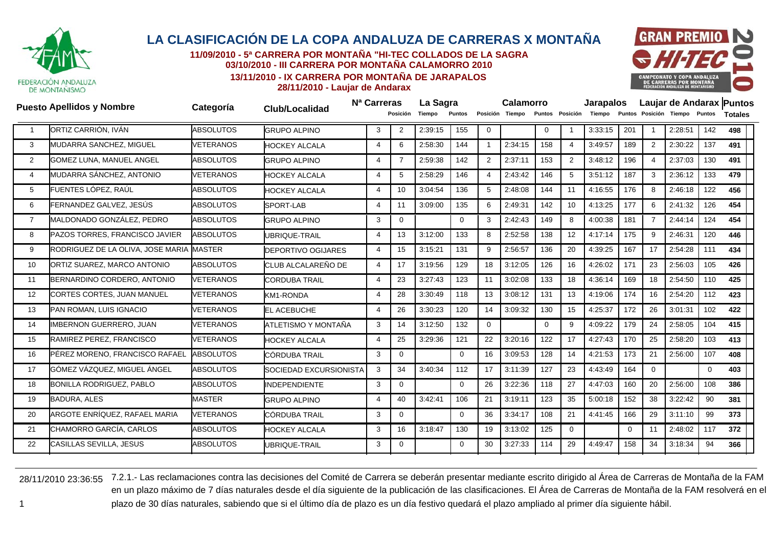# LA CLASIFICACIÓN DE LA COPA ANDALUZA DE CARRERAS X MONTAÑA

**11/09/2010 - 5ª CARRERA POR MONTAÑA "HI-TEC COLLADOS DE LA SAGRA**
**03/10/2010 - III CARRERA POR MONTAÑA CALAMORRO 2010**
**13/11/2010 - IX CARRERA POR MONTAÑA DE JARAPALOS**
**28/11/2010 - Laujar de Andarax**

| Puesto | Apellidos y Nombre | Categoría | Club/Localidad | Nª Carreras | La Sagra | | | Calamorro | | | Jarapalos | | | Laujar de Andarax | | | Puntos Totales |
|---|---|---|---|---|---|---|---|---|---|---|---|---|---|---|---|---|---|
| | | | | | Posición | Tiempo | Puntos | Posición | Tiempo | Puntos | Posición | Tiempo | Puntos | Posición | Tiempo | Puntos | |
| 1 | ORTIZ CARRIÓN, IVÁN | ABSOLUTOS | GRUPO ALPINO | 3 | 2 | 2:39:15 | 155 | 0 | | 0 | 1 | 3:33:15 | 201 | 1 | 2:28:51 | 142 | 498 |
| 3 | MUDARRA SANCHEZ, MIGUEL | VETERANOS | HOCKEY ALCALA | 4 | 6 | 2:58:30 | 144 | 1 | 2:34:15 | 158 | 4 | 3:49:57 | 189 | 2 | 2:30:22 | 137 | 491 |
| 2 | GOMEZ LUNA, MANUEL ANGEL | ABSOLUTOS | GRUPO ALPINO | 4 | 7 | 2:59:38 | 142 | 2 | 2:37:11 | 153 | 2 | 3:48:12 | 196 | 4 | 2:37:03 | 130 | 491 |
| 4 | MUDARRA SÁNCHEZ, ANTONIO | VETERANOS | HOCKEY ALCALA | 4 | 5 | 2:58:29 | 146 | 4 | 2:43:42 | 146 | 5 | 3:51:12 | 187 | 3 | 2:36:12 | 133 | 479 |
| 5 | FUENTES LÓPEZ, RAÚL | ABSOLUTOS | HOCKEY ALCALA | 4 | 10 | 3:04:54 | 136 | 5 | 2:48:08 | 144 | 11 | 4:16:55 | 176 | 8 | 2:46:18 | 122 | 456 |
| 6 | FERNANDEZ GALVEZ, JESÚS | ABSOLUTOS | SPORT-LAB | 4 | 11 | 3:09:00 | 135 | 6 | 2:49:31 | 142 | 10 | 4:13:25 | 177 | 6 | 2:41:32 | 126 | 454 |
| 7 | MALDONADO GONZÁLEZ, PEDRO | ABSOLUTOS | GRUPO ALPINO | 3 | 0 | | 0 | 3 | 2:42:43 | 149 | 8 | 4:00:38 | 181 | 7 | 2:44:14 | 124 | 454 |
| 8 | PAZOS TORRES, FRANCISCO JAVIER | ABSOLUTOS | UBRIQUE-TRAIL | 4 | 13 | 3:12:00 | 133 | 8 | 2:52:58 | 138 | 12 | 4:17:14 | 175 | 9 | 2:46:31 | 120 | 446 |
| 9 | RODRIGUEZ DE LA OLIVA, JOSE MARIA | MASTER | DEPORTIVO OGIJARES | 4 | 15 | 3:15:21 | 131 | 9 | 2:56:57 | 136 | 20 | 4:39:25 | 167 | 17 | 2:54:28 | 111 | 434 |
| 10 | ORTIZ SUAREZ, MARCO ANTONIO | ABSOLUTOS | CLUB ALCALAREÑO DE | 4 | 17 | 3:19:56 | 129 | 18 | 3:12:05 | 126 | 16 | 4:26:02 | 171 | 23 | 2:56:03 | 105 | 426 |
| 11 | BERNARDINO CORDERO, ANTONIO | VETERANOS | CORDUBA TRAIL | 4 | 23 | 3:27:43 | 123 | 11 | 3:02:08 | 133 | 18 | 4:36:14 | 169 | 18 | 2:54:50 | 110 | 425 |
| 12 | CORTES CORTES, JUAN MANUEL | VETERANOS | KM1-RONDA | 4 | 28 | 3:30:49 | 118 | 13 | 3:08:12 | 131 | 13 | 4:19:06 | 174 | 16 | 2:54:20 | 112 | 423 |
| 13 | PAN ROMAN, LUIS IGNACIO | VETERANOS | EL ACEBUCHE | 4 | 26 | 3:30:23 | 120 | 14 | 3:09:32 | 130 | 15 | 4:25:37 | 172 | 26 | 3:01:31 | 102 | 422 |
| 14 | IMBERNON GUERRERO, JUAN | VETERANOS | ATLETISMO Y MONTAÑA | 3 | 14 | 3:12:50 | 132 | 0 | | 0 | 9 | 4:09:22 | 179 | 24 | 2:58:05 | 104 | 415 |
| 15 | RAMIREZ PEREZ, FRANCISCO | VETERANOS | HOCKEY ALCALA | 4 | 25 | 3:29:36 | 121 | 22 | 3:20:16 | 122 | 17 | 4:27:43 | 170 | 25 | 2:58:20 | 103 | 413 |
| 16 | PÉREZ MORENO, FRANCISCO RAFAEL | ABSOLUTOS | CÓRDUBA TRAIL | 3 | 0 | | 0 | 16 | 3:09:53 | 128 | 14 | 4:21:53 | 173 | 21 | 2:56:00 | 107 | 408 |
| 17 | GÓMEZ VÁZQUEZ, MIGUEL ÁNGEL | ABSOLUTOS | SOCIEDAD EXCURSIONISTA | 3 | 34 | 3:40:34 | 112 | 17 | 3:11:39 | 127 | 23 | 4:43:49 | 164 | 0 | | 0 | 403 |
| 18 | BONILLA RODRIGUEZ, PABLO | ABSOLUTOS | INDEPENDIENTE | 3 | 0 | | 0 | 26 | 3:22:36 | 118 | 27 | 4:47:03 | 160 | 20 | 2:56:00 | 108 | 386 |
| 19 | BADURA, ALES | MASTER | GRUPO ALPINO | 4 | 40 | 3:42:41 | 106 | 21 | 3:19:11 | 123 | 35 | 5:00:18 | 152 | 38 | 3:22:42 | 90 | 381 |
| 20 | ARGOTE ENRÍQUEZ, RAFAEL MARIA | VETERANOS | CÓRDUBA TRAIL | 3 | 0 | | 0 | 36 | 3:34:17 | 108 | 21 | 4:41:45 | 166 | 29 | 3:11:10 | 99 | 373 |
| 21 | CHAMORRO GARCÍA, CARLOS | ABSOLUTOS | HOCKEY ALCALA | 3 | 16 | 3:18:47 | 130 | 19 | 3:13:02 | 125 | 0 | | 0 | 11 | 2:48:02 | 117 | 372 |
| 22 | CASILLAS SEVILLA, JESUS | ABSOLUTOS | UBRIQUE-TRAIL | 3 | 0 | | 0 | 30 | 3:27:33 | 114 | 29 | 4:49:47 | 158 | 34 | 3:18:34 | 94 | 366 |

28/11/2010 23:36:55 7.2.1.- Las reclamaciones contra las decisiones del Comité de Carrera se deberán presentar mediante escrito dirigido al Área de Carreras de Montaña de la FAM en un plazo máximo de 7 días naturales desde el día siguiente de la publicación de las clasificaciones. El Área de Carreras de Montaña de la FAM resolverá en el plazo de 30 días naturales, sabiendo que si el último día de plazo es un día festivo quedará el plazo ampliado al primer día siguiente hábil.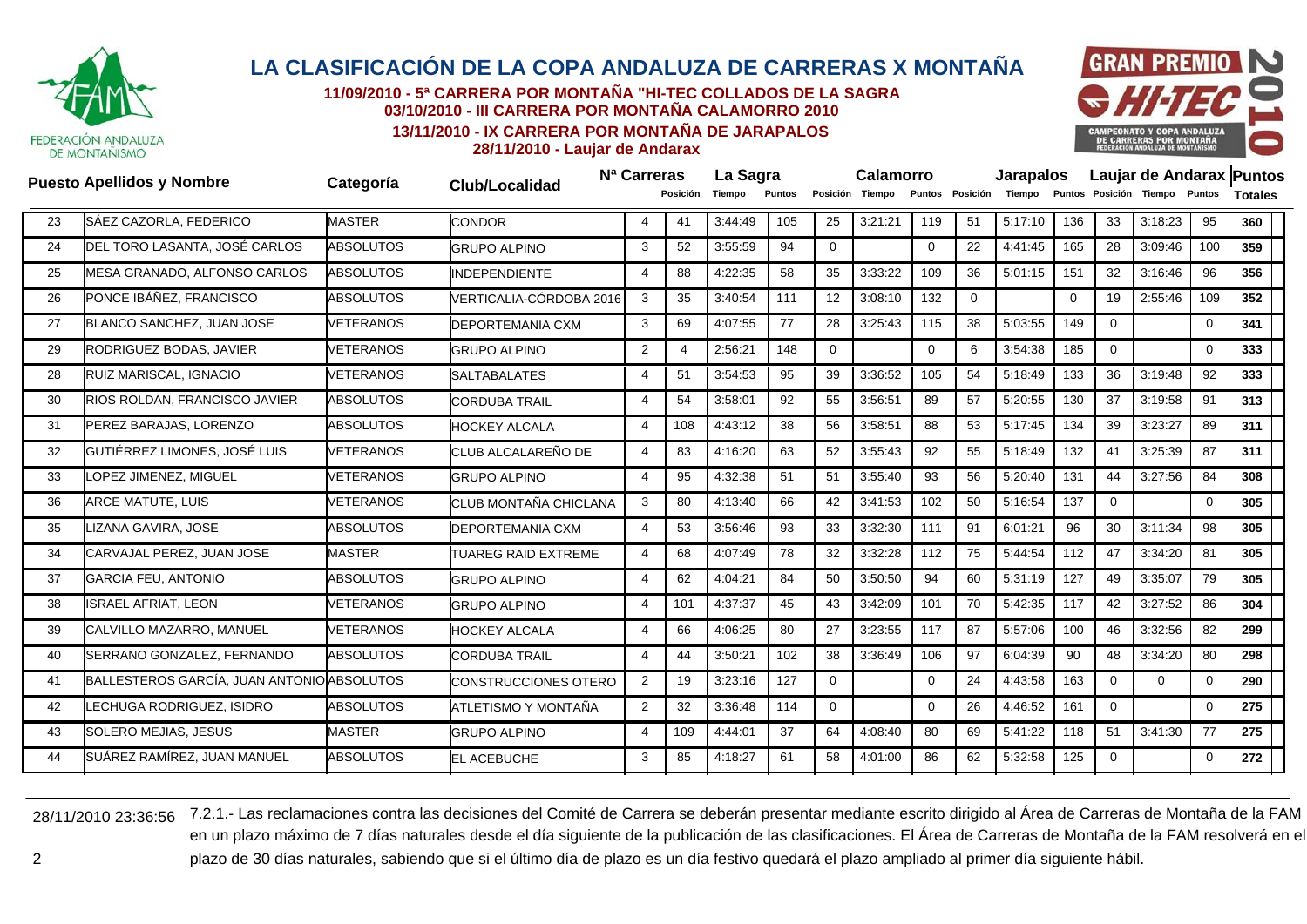# LA CLASIFICACIÓN DE LA COPA ANDALUZA DE CARRERAS X MONTAÑA

**11/09/2010 - 5ª CARRERA POR MONTAÑA "HI-TEC COLLADOS DE LA SAGRA**
**03/10/2010 - III CARRERA POR MONTAÑA CALAMORRO 2010**
**13/11/2010 - IX CARRERA POR MONTAÑA DE JARAPALOS**
**28/11/2010 - Laujar de Andarax**

| Puesto | Apellidos y Nombre | Categoría | Club/Localidad | Nª Carreras | La Sagra | | | Calamorro | | | Jarapalos | | | Laujar de Andarax | | | Puntos Totales |
|---|---|---|---|---|---|---|---|---|---|---|---|---|---|---|---|---|---|
| | | | | | Posición | Tiempo | Puntos | Posición | Tiempo | Puntos | Posición | Tiempo | Puntos | Posición | Tiempo | Puntos | |
| 23 | SÁEZ CAZORLA, FEDERICO | MASTER | CONDOR | 4 | 41 | 3:44:49 | 105 | 25 | 3:21:21 | 119 | 51 | 5:17:10 | 136 | 33 | 3:18:23 | 95 | 360 |
| 24 | DEL TORO LASANTA, JOSÉ CARLOS | ABSOLUTOS | GRUPO ALPINO | 3 | 52 | 3:55:59 | 94 | 0 | | 0 | 22 | 4:41:45 | 165 | 28 | 3:09:46 | 100 | 359 |
| 25 | MESA GRANADO, ALFONSO CARLOS | ABSOLUTOS | INDEPENDIENTE | 4 | 88 | 4:22:35 | 58 | 35 | 3:33:22 | 109 | 36 | 5:01:15 | 151 | 32 | 3:16:46 | 96 | 356 |
| 26 | PONCE IBÁÑEZ, FRANCISCO | ABSOLUTOS | VERTICALIA-CÓRDOBA 2016 | 3 | 35 | 3:40:54 | 111 | 12 | 3:08:10 | 132 | 0 | | 0 | 19 | 2:55:46 | 109 | 352 |
| 27 | BLANCO SANCHEZ, JUAN JOSE | VETERANOS | DEPORTEMANIA CXM | 3 | 69 | 4:07:55 | 77 | 28 | 3:25:43 | 115 | 38 | 5:03:55 | 149 | 0 | | 0 | 341 |
| 29 | RODRIGUEZ BODAS, JAVIER | VETERANOS | GRUPO ALPINO | 2 | 4 | 2:56:21 | 148 | 0 | | 0 | 6 | 3:54:38 | 185 | 0 | | 0 | 333 |
| 28 | RUIZ MARISCAL, IGNACIO | VETERANOS | SALTABALATES | 4 | 51 | 3:54:53 | 95 | 39 | 3:36:52 | 105 | 54 | 5:18:49 | 133 | 36 | 3:19:48 | 92 | 333 |
| 30 | RIOS ROLDAN, FRANCISCO JAVIER | ABSOLUTOS | CORDUBA TRAIL | 4 | 54 | 3:58:01 | 92 | 55 | 3:56:51 | 89 | 57 | 5:20:55 | 130 | 37 | 3:19:58 | 91 | 313 |
| 31 | PEREZ BARAJAS, LORENZO | ABSOLUTOS | HOCKEY ALCALA | 4 | 108 | 4:43:12 | 38 | 56 | 3:58:51 | 88 | 53 | 5:17:45 | 134 | 39 | 3:23:27 | 89 | 311 |
| 32 | GUTIÉRREZ LIMONES, JOSÉ LUIS | VETERANOS | CLUB ALCALAREÑO DE | 4 | 83 | 4:16:20 | 63 | 52 | 3:55:43 | 92 | 55 | 5:18:49 | 132 | 41 | 3:25:39 | 87 | 311 |
| 33 | LOPEZ JIMENEZ, MIGUEL | VETERANOS | GRUPO ALPINO | 4 | 95 | 4:32:38 | 51 | 51 | 3:55:40 | 93 | 56 | 5:20:40 | 131 | 44 | 3:27:56 | 84 | 308 |
| 36 | ARCE MATUTE, LUIS | VETERANOS | CLUB MONTAÑA CHICLANA | 3 | 80 | 4:13:40 | 66 | 42 | 3:41:53 | 102 | 50 | 5:16:54 | 137 | 0 | | 0 | 305 |
| 35 | LIZANA GAVIRA, JOSE | ABSOLUTOS | DEPORTEMANIA CXM | 4 | 53 | 3:56:46 | 93 | 33 | 3:32:30 | 111 | 91 | 6:01:21 | 96 | 30 | 3:11:34 | 98 | 305 |
| 34 | CARVAJAL PEREZ, JUAN JOSE | MASTER | TUAREG RAID EXTREME | 4 | 68 | 4:07:49 | 78 | 32 | 3:32:28 | 112 | 75 | 5:44:54 | 112 | 47 | 3:34:20 | 81 | 305 |
| 37 | GARCIA FEU, ANTONIO | ABSOLUTOS | GRUPO ALPINO | 4 | 62 | 4:04:21 | 84 | 50 | 3:50:50 | 94 | 60 | 5:31:19 | 127 | 49 | 3:35:07 | 79 | 305 |
| 38 | ISRAEL AFRIAT, LEON | VETERANOS | GRUPO ALPINO | 4 | 101 | 4:37:37 | 45 | 43 | 3:42:09 | 101 | 70 | 5:42:35 | 117 | 42 | 3:27:52 | 86 | 304 |
| 39 | CALVILLO MAZARRO, MANUEL | VETERANOS | HOCKEY ALCALA | 4 | 66 | 4:06:25 | 80 | 27 | 3:23:55 | 117 | 87 | 5:57:06 | 100 | 46 | 3:32:56 | 82 | 299 |
| 40 | SERRANO GONZALEZ, FERNANDO | ABSOLUTOS | CORDUBA TRAIL | 4 | 44 | 3:50:21 | 102 | 38 | 3:36:49 | 106 | 97 | 6:04:39 | 90 | 48 | 3:34:20 | 80 | 298 |
| 41 | BALLESTEROS GARCÍA, JUAN ANTONIO | ABSOLUTOS | CONSTRUCCIONES OTERO | 2 | 19 | 3:23:16 | 127 | 0 | | 0 | 24 | 4:43:58 | 163 | 0 | 0 | 0 | 290 |
| 42 | LECHUGA RODRIGUEZ, ISIDRO | ABSOLUTOS | ATLETISMO Y MONTAÑA | 2 | 32 | 3:36:48 | 114 | 0 | | 0 | 26 | 4:46:52 | 161 | 0 | | 0 | 275 |
| 43 | SOLERO MEJIAS, JESUS | MASTER | GRUPO ALPINO | 4 | 109 | 4:44:01 | 37 | 64 | 4:08:40 | 80 | 69 | 5:41:22 | 118 | 51 | 3:41:30 | 77 | 275 |
| 44 | SUÁREZ RAMÍREZ, JUAN MANUEL | ABSOLUTOS | EL ACEBUCHE | 3 | 85 | 4:18:27 | 61 | 58 | 4:01:00 | 86 | 62 | 5:32:58 | 125 | 0 | | 0 | 272 |

28/11/2010 23:36:56 7.2.1.- Las reclamaciones contra las decisiones del Comité de Carrera se deberán presentar mediante escrito dirigido al Área de Carreras de Montaña de la FAM en un plazo máximo de 7 días naturales desde el día siguiente de la publicación de las clasificaciones. El Área de Carreras de Montaña de la FAM resolverá en el plazo de 30 días naturales, sabiendo que si el último día de plazo es un día festivo quedará el plazo ampliado al primer día siguiente hábil.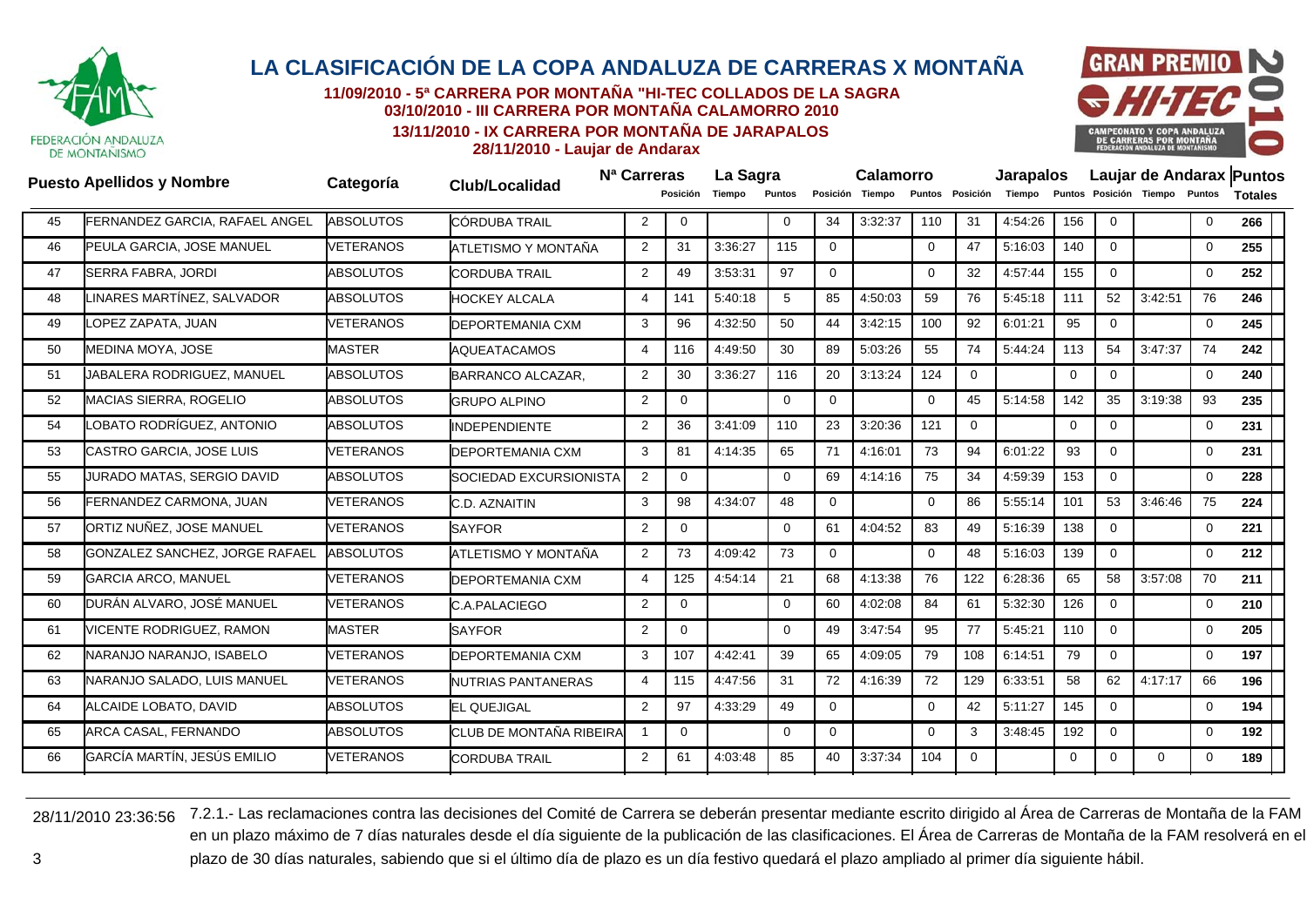# LA CLASIFICACIÓN DE LA COPA ANDALUZA DE CARRERAS X MONTAÑA

**11/09/2010 - 5ª CARRERA POR MONTAÑA "HI-TEC COLLADOS DE LA SAGRA**
**03/10/2010 - III CARRERA POR MONTAÑA CALAMORRO 2010**
**13/11/2010 - IX CARRERA POR MONTAÑA DE JARAPALOS**
**28/11/2010 - Laujar de Andarax**

| Puesto | Apellidos y Nombre | Categoría | Club/Localidad | Nª Carreras | La Sagra | | | Calamorro | | | Jarapalos | | | Laujar de Andarax | | | Puntos Totales |
|---|---|---|---|---|---|---|---|---|---|---|---|---|---|---|---|---|---|
| | | | | | Posición | Tiempo | Puntos | Posición | Tiempo | Puntos | Posición | Tiempo | Puntos | Posición | Tiempo | Puntos | |
| 45 | FERNANDEZ GARCIA, RAFAEL ANGEL | ABSOLUTOS | CÓRDUBA TRAIL | 2 | 0 | | 0 | 34 | 3:32:37 | 110 | 31 | 4:54:26 | 156 | 0 | | 0 | **266** |
| 46 | PEULA GARCIA, JOSE MANUEL | VETERANOS | ATLETISMO Y MONTAÑA | 2 | 31 | 3:36:27 | 115 | 0 | | 0 | 47 | 5:16:03 | 140 | 0 | | 0 | **255** |
| 47 | SERRA FABRA, JORDI | ABSOLUTOS | CORDUBA TRAIL | 2 | 49 | 3:53:31 | 97 | 0 | | 0 | 32 | 4:57:44 | 155 | 0 | | 0 | **252** |
| 48 | LINARES MARTÍNEZ, SALVADOR | ABSOLUTOS | HOCKEY ALCALA | 4 | 141 | 5:40:18 | 5 | 85 | 4:50:03 | 59 | 76 | 5:45:18 | 111 | 52 | 3:42:51 | 76 | **246** |
| 49 | LOPEZ ZAPATA, JUAN | VETERANOS | DEPORTEMANIA CXM | 3 | 96 | 4:32:50 | 50 | 44 | 3:42:15 | 100 | 92 | 6:01:21 | 95 | 0 | | 0 | **245** |
| 50 | MEDINA MOYA, JOSE | MASTER | AQUEATACAMOS | 4 | 116 | 4:49:50 | 30 | 89 | 5:03:26 | 55 | 74 | 5:44:24 | 113 | 54 | 3:47:37 | 74 | **242** |
| 51 | JABALERA RODRIGUEZ, MANUEL | ABSOLUTOS | BARRANCO ALCAZAR, | 2 | 30 | 3:36:27 | 116 | 20 | 3:13:24 | 124 | 0 | | 0 | 0 | | 0 | **240** |
| 52 | MACIAS SIERRA, ROGELIO | ABSOLUTOS | GRUPO ALPINO | 2 | 0 | | 0 | 0 | | 0 | 45 | 5:14:58 | 142 | 35 | 3:19:38 | 93 | **235** |
| 54 | LOBATO RODRÍGUEZ, ANTONIO | ABSOLUTOS | INDEPENDIENTE | 2 | 36 | 3:41:09 | 110 | 23 | 3:20:36 | 121 | 0 | | 0 | 0 | | 0 | **231** |
| 53 | CASTRO GARCIA, JOSE LUIS | VETERANOS | DEPORTEMANIA CXM | 3 | 81 | 4:14:35 | 65 | 71 | 4:16:01 | 73 | 94 | 6:01:22 | 93 | 0 | | 0 | **231** |
| 55 | JURADO MATAS, SERGIO DAVID | ABSOLUTOS | SOCIEDAD EXCURSIONISTA | 2 | 0 | | 0 | 69 | 4:14:16 | 75 | 34 | 4:59:39 | 153 | 0 | | 0 | **228** |
| 56 | FERNANDEZ CARMONA, JUAN | VETERANOS | C.D. AZNAITIN | 3 | 98 | 4:34:07 | 48 | 0 | | 0 | 86 | 5:55:14 | 101 | 53 | 3:46:46 | 75 | **224** |
| 57 | ORTIZ NUÑEZ, JOSE MANUEL | VETERANOS | SAYFOR | 2 | 0 | | 0 | 61 | 4:04:52 | 83 | 49 | 5:16:39 | 138 | 0 | | 0 | **221** |
| 58 | GONZALEZ SANCHEZ, JORGE RAFAEL | ABSOLUTOS | ATLETISMO Y MONTAÑA | 2 | 73 | 4:09:42 | 73 | 0 | | 0 | 48 | 5:16:03 | 139 | 0 | | 0 | **212** |
| 59 | GARCIA ARCO, MANUEL | VETERANOS | DEPORTEMANIA CXM | 4 | 125 | 4:54:14 | 21 | 68 | 4:13:38 | 76 | 122 | 6:28:36 | 65 | 58 | 3:57:08 | 70 | **211** |
| 60 | DURÁN ALVARO, JOSÉ MANUEL | VETERANOS | C.A.PALACIEGO | 2 | 0 | | 0 | 60 | 4:02:08 | 84 | 61 | 5:32:30 | 126 | 0 | | 0 | **210** |
| 61 | VICENTE RODRIGUEZ, RAMON | MASTER | SAYFOR | 2 | 0 | | 0 | 49 | 3:47:54 | 95 | 77 | 5:45:21 | 110 | 0 | | 0 | **205** |
| 62 | NARANJO NARANJO, ISABELO | VETERANOS | DEPORTEMANIA CXM | 3 | 107 | 4:42:41 | 39 | 65 | 4:09:05 | 79 | 108 | 6:14:51 | 79 | 0 | | 0 | **197** |
| 63 | NARANJO SALADO, LUIS MANUEL | VETERANOS | NUTRIAS PANTANERAS | 4 | 115 | 4:47:56 | 31 | 72 | 4:16:39 | 72 | 129 | 6:33:51 | 58 | 62 | 4:17:17 | 66 | **196** |
| 64 | ALCAIDE LOBATO, DAVID | ABSOLUTOS | EL QUEJIGAL | 2 | 97 | 4:33:29 | 49 | 0 | | 0 | 42 | 5:11:27 | 145 | 0 | | 0 | **194** |
| 65 | ARCA CASAL, FERNANDO | ABSOLUTOS | CLUB DE MONTAÑA RIBEIRA | 1 | 0 | | 0 | 0 | | 0 | 3 | 3:48:45 | 192 | 0 | | 0 | **192** |
| 66 | GARCÍA MARTÍN, JESÚS EMILIO | VETERANOS | CORDUBA TRAIL | 2 | 61 | 4:03:48 | 85 | 40 | 3:37:34 | 104 | 0 | | 0 | 0 | 0 | 0 | **189** |

28/11/2010 23:36:56 7.2.1.- Las reclamaciones contra las decisiones del Comité de Carrera se deberán presentar mediante escrito dirigido al Área de Carreras de Montaña de la FAM en un plazo máximo de 7 días naturales desde el día siguiente de la publicación de las clasificaciones. El Área de Carreras de Montaña de la FAM resolverá en el plazo de 30 días naturales, sabiendo que si el último día de plazo es un día festivo quedará el plazo ampliado al primer día siguiente hábil.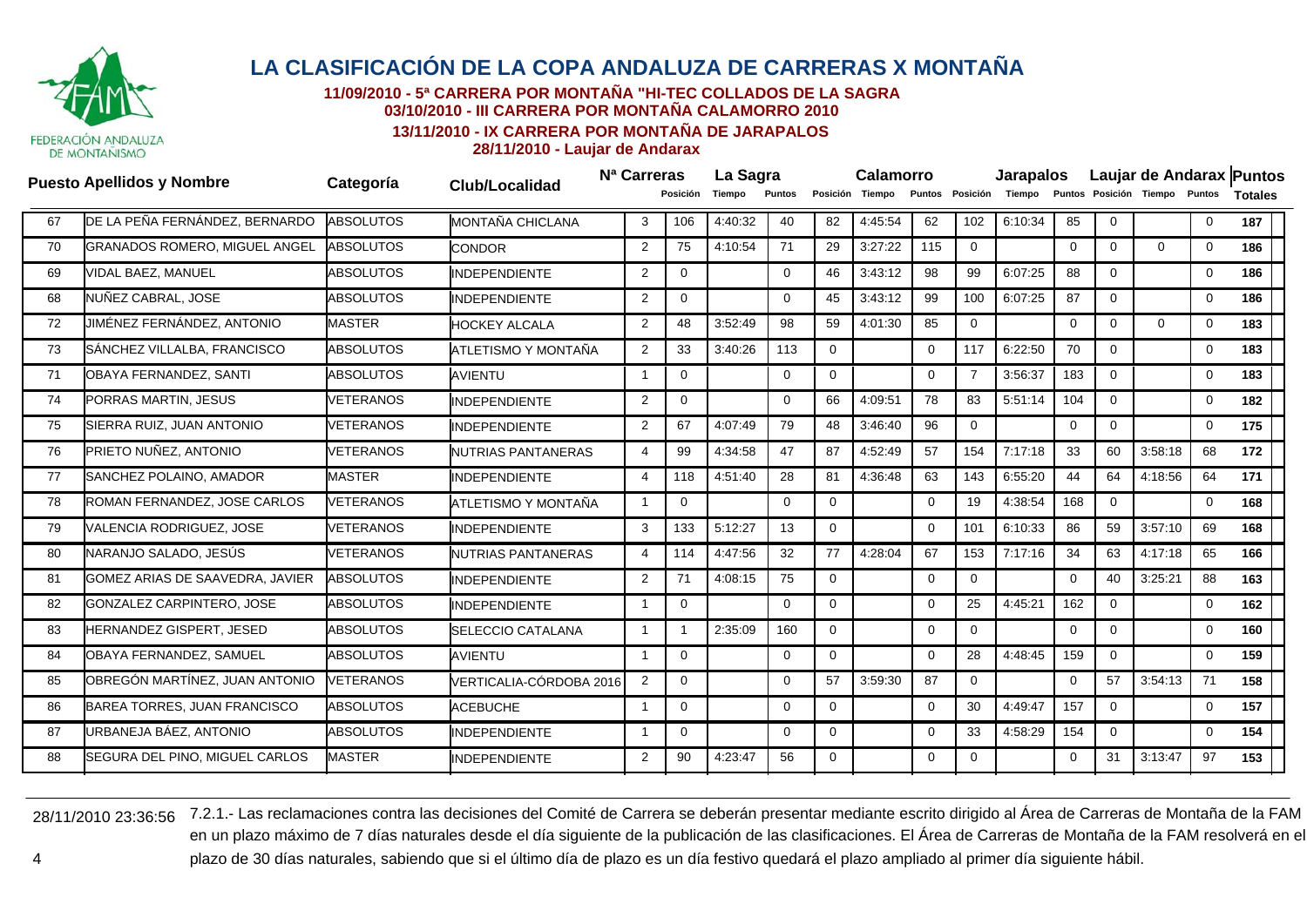# LA CLASIFICACIÓN DE LA COPA ANDALUZA DE CARRERAS X MONTAÑA

**11/09/2010 - 5ª CARRERA POR MONTAÑA "HI-TEC COLLADOS DE LA SAGRA**
**03/10/2010 - III CARRERA POR MONTAÑA CALAMORRO 2010**
**13/11/2010 - IX CARRERA POR MONTAÑA DE JARAPALOS**
**28/11/2010 - Laujar de Andarax**

| Puesto | Apellidos y Nombre | Categoría | Club/Localidad | Nª Carreras | La Sagra | | | Calamorro | | | Jarapalos | | | Laujar de Andarax | | | Puntos |
|---|---|---|---|---|---|---|---|---|---|---|---|---|---|---|---|---|---|
| | | | | | Posición | Tiempo | Puntos | Posición | Tiempo | Puntos | Posición | Tiempo | Puntos | Posición | Tiempo | Puntos | Totales |
| 67 | DE LA PEÑA FERNÁNDEZ, BERNARDO | ABSOLUTOS | MONTAÑA CHICLANA | 3 | 106 | 4:40:32 | 40 | 82 | 4:45:54 | 62 | 102 | 6:10:34 | 85 | 0 | | 0 | 187 |
| 70 | GRANADOS ROMERO, MIGUEL ANGEL | ABSOLUTOS | CONDOR | 2 | 75 | 4:10:54 | 71 | 29 | 3:27:22 | 115 | 0 | | 0 | 0 | 0 | 0 | 186 |
| 69 | VIDAL BAEZ, MANUEL | ABSOLUTOS | INDEPENDIENTE | 2 | 0 | | 0 | 46 | 3:43:12 | 98 | 99 | 6:07:25 | 88 | 0 | | 0 | 186 |
| 68 | NUÑEZ CABRAL, JOSE | ABSOLUTOS | INDEPENDIENTE | 2 | 0 | | 0 | 45 | 3:43:12 | 99 | 100 | 6:07:25 | 87 | 0 | | 0 | 186 |
| 72 | JIMÉNEZ FERNÁNDEZ, ANTONIO | MASTER | HOCKEY ALCALA | 2 | 48 | 3:52:49 | 98 | 59 | 4:01:30 | 85 | 0 | | 0 | 0 | 0 | 0 | 183 |
| 73 | SÁNCHEZ VILLALBA, FRANCISCO | ABSOLUTOS | ATLETISMO Y MONTAÑA | 2 | 33 | 3:40:26 | 113 | 0 | | 0 | 117 | 6:22:50 | 70 | 0 | | 0 | 183 |
| 71 | OBAYA FERNANDEZ, SANTI | ABSOLUTOS | AVIENTU | 1 | 0 | | 0 | 0 | | 0 | 7 | 3:56:37 | 183 | 0 | | 0 | 183 |
| 74 | PORRAS MARTIN, JESUS | VETERANOS | INDEPENDIENTE | 2 | 0 | | 0 | 66 | 4:09:51 | 78 | 83 | 5:51:14 | 104 | 0 | | 0 | 182 |
| 75 | SIERRA RUIZ, JUAN ANTONIO | VETERANOS | INDEPENDIENTE | 2 | 67 | 4:07:49 | 79 | 48 | 3:46:40 | 96 | 0 | | 0 | 0 | | 0 | 175 |
| 76 | PRIETO NUÑEZ, ANTONIO | VETERANOS | NUTRIAS PANTANERAS | 4 | 99 | 4:34:58 | 47 | 87 | 4:52:49 | 57 | 154 | 7:17:18 | 33 | 60 | 3:58:18 | 68 | 172 |
| 77 | SANCHEZ POLAINO, AMADOR | MASTER | INDEPENDIENTE | 4 | 118 | 4:51:40 | 28 | 81 | 4:36:48 | 63 | 143 | 6:55:20 | 44 | 64 | 4:18:56 | 64 | 171 |
| 78 | ROMAN FERNANDEZ, JOSE CARLOS | VETERANOS | ATLETISMO Y MONTAÑA | 1 | 0 | | 0 | 0 | | 0 | 19 | 4:38:54 | 168 | 0 | | 0 | 168 |
| 79 | VALENCIA RODRIGUEZ, JOSE | VETERANOS | INDEPENDIENTE | 3 | 133 | 5:12:27 | 13 | 0 | | 0 | 101 | 6:10:33 | 86 | 59 | 3:57:10 | 69 | 168 |
| 80 | NARANJO SALADO, JESÚS | VETERANOS | NUTRIAS PANTANERAS | 4 | 114 | 4:47:56 | 32 | 77 | 4:28:04 | 67 | 153 | 7:17:16 | 34 | 63 | 4:17:18 | 65 | 166 |
| 81 | GOMEZ ARIAS DE SAAVEDRA, JAVIER | ABSOLUTOS | INDEPENDIENTE | 2 | 71 | 4:08:15 | 75 | 0 | | 0 | 0 | | 0 | 40 | 3:25:21 | 88 | 163 |
| 82 | GONZALEZ CARPINTERO, JOSE | ABSOLUTOS | INDEPENDIENTE | 1 | 0 | | 0 | 0 | | 0 | 25 | 4:45:21 | 162 | 0 | | 0 | 162 |
| 83 | HERNANDEZ GISPERT, JESED | ABSOLUTOS | SELECCIO CATALANA | 1 | 1 | 2:35:09 | 160 | 0 | | 0 | 0 | | 0 | 0 | | 0 | 160 |
| 84 | OBAYA FERNANDEZ, SAMUEL | ABSOLUTOS | AVIENTU | 1 | 0 | | 0 | 0 | | 0 | 28 | 4:48:45 | 159 | 0 | | 0 | 159 |
| 85 | OBREGÓN MARTÍNEZ, JUAN ANTONIO | VETERANOS | VERTICALIA-CÓRDOBA 2016 | 2 | 0 | | 0 | 57 | 3:59:30 | 87 | 0 | | 0 | 57 | 3:54:13 | 71 | 158 |
| 86 | BAREA TORRES, JUAN FRANCISCO | ABSOLUTOS | ACEBUCHE | 1 | 0 | | 0 | 0 | | 0 | 30 | 4:49:47 | 157 | 0 | | 0 | 157 |
| 87 | URBANEJA BÁEZ, ANTONIO | ABSOLUTOS | INDEPENDIENTE | 1 | 0 | | 0 | 0 | | 0 | 33 | 4:58:29 | 154 | 0 | | 0 | 154 |
| 88 | SEGURA DEL PINO, MIGUEL CARLOS | MASTER | INDEPENDIENTE | 2 | 90 | 4:23:47 | 56 | 0 | | 0 | 0 | | 0 | 31 | 3:13:47 | 97 | 153 |

28/11/2010 23:36:56 7.2.1.- Las reclamaciones contra las decisiones del Comité de Carrera se deberán presentar mediante escrito dirigido al Área de Carreras de Montaña de la FAM en un plazo máximo de 7 días naturales desde el día siguiente de la publicación de las clasificaciones. El Área de Carreras de Montaña de la FAM resolverá en el plazo de 30 días naturales, sabiendo que si el último día de plazo es un día festivo quedará el plazo ampliado al primer día siguiente hábil.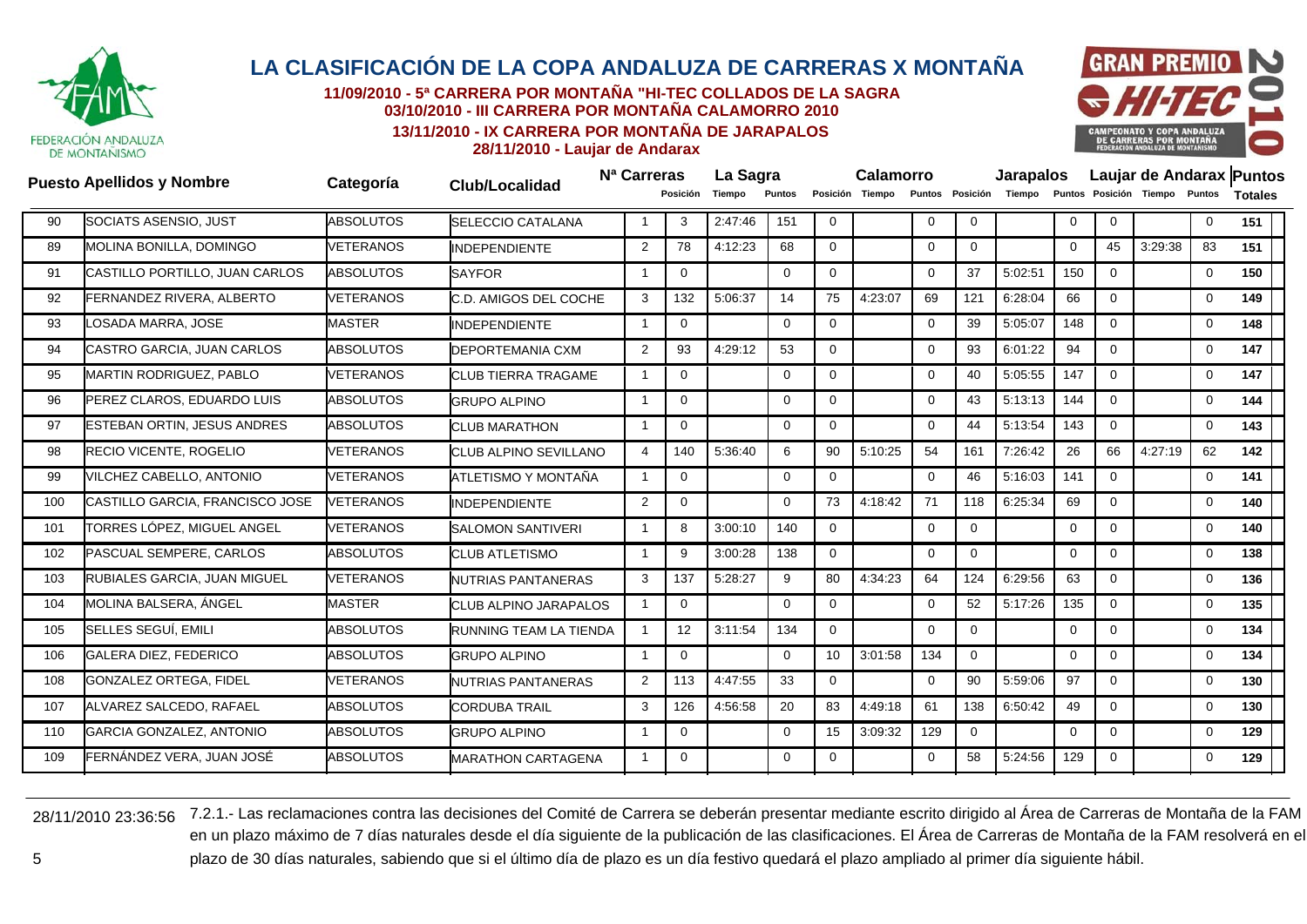# LA CLASIFICACIÓN DE LA COPA ANDALUZA DE CARRERAS X MONTAÑA

**11/09/2010 - 5ª CARRERA POR MONTAÑA "HI-TEC COLLADOS DE LA SAGRA**
**03/10/2010 - III CARRERA POR MONTAÑA CALAMORRO 2010**
**13/11/2010 - IX CARRERA POR MONTAÑA DE JARAPALOS**
**28/11/2010 - Laujar de Andarax**

| Puesto | Apellidos y Nombre | Categoría | Club/Localidad | Nª Carreras | La Sagra | | | Calamorro | | | Jarapalos | | | Laujar de Andarax | | | Puntos Totales |
|---|---|---|---|---|---|---|---|---|---|---|---|---|---|---|---|---|---|
| | | | | | Posición | Tiempo | Puntos | Posición | Tiempo | Puntos | Posición | Tiempo | Puntos | Posición | Tiempo | Puntos | |
| 90 | SOCIATS ASENSIO, JUST | ABSOLUTOS | SELECCIO CATALANA | 1 | 3 | 2:47:46 | 151 | 0 | | 0 | 0 | | 0 | 0 | | 0 | **151** |
| 89 | MOLINA BONILLA, DOMINGO | VETERANOS | INDEPENDIENTE | 2 | 78 | 4:12:23 | 68 | 0 | | 0 | 0 | | 0 | 45 | 3:29:38 | 83 | **151** |
| 91 | CASTILLO PORTILLO, JUAN CARLOS | ABSOLUTOS | SAYFOR | 1 | 0 | | 0 | 0 | | 0 | 37 | 5:02:51 | 150 | 0 | | 0 | **150** |
| 92 | FERNANDEZ RIVERA, ALBERTO | VETERANOS | C.D. AMIGOS DEL COCHE | 3 | 132 | 5:06:37 | 14 | 75 | 4:23:07 | 69 | 121 | 6:28:04 | 66 | 0 | | 0 | **149** |
| 93 | LOSADA MARRA, JOSE | MASTER | INDEPENDIENTE | 1 | 0 | | 0 | 0 | | 0 | 39 | 5:05:07 | 148 | 0 | | 0 | **148** |
| 94 | CASTRO GARCIA, JUAN CARLOS | ABSOLUTOS | DEPORTEMANIA CXM | 2 | 93 | 4:29:12 | 53 | 0 | | 0 | 93 | 6:01:22 | 94 | 0 | | 0 | **147** |
| 95 | MARTIN RODRIGUEZ, PABLO | VETERANOS | CLUB TIERRA TRAGAME | 1 | 0 | | 0 | 0 | | 0 | 40 | 5:05:55 | 147 | 0 | | 0 | **147** |
| 96 | PEREZ CLAROS, EDUARDO LUIS | ABSOLUTOS | GRUPO ALPINO | 1 | 0 | | 0 | 0 | | 0 | 43 | 5:13:13 | 144 | 0 | | 0 | **144** |
| 97 | ESTEBAN ORTIN, JESUS ANDRES | ABSOLUTOS | CLUB MARATHON | 1 | 0 | | 0 | 0 | | 0 | 44 | 5:13:54 | 143 | 0 | | 0 | **143** |
| 98 | RECIO VICENTE, ROGELIO | VETERANOS | CLUB ALPINO SEVILLANO | 4 | 140 | 5:36:40 | 6 | 90 | 5:10:25 | 54 | 161 | 7:26:42 | 26 | 66 | 4:27:19 | 62 | **142** |
| 99 | VILCHEZ CABELLO, ANTONIO | VETERANOS | ATLETISMO Y MONTAÑA | 1 | 0 | | 0 | 0 | | 0 | 46 | 5:16:03 | 141 | 0 | | 0 | **141** |
| 100 | CASTILLO GARCIA, FRANCISCO JOSE | VETERANOS | INDEPENDIENTE | 2 | 0 | | 0 | 73 | 4:18:42 | 71 | 118 | 6:25:34 | 69 | 0 | | 0 | **140** |
| 101 | TORRES LÓPEZ, MIGUEL ANGEL | VETERANOS | SALOMON SANTIVERI | 1 | 8 | 3:00:10 | 140 | 0 | | 0 | 0 | | 0 | 0 | | 0 | **140** |
| 102 | PASCUAL SEMPERE, CARLOS | ABSOLUTOS | CLUB ATLETISMO | 1 | 9 | 3:00:28 | 138 | 0 | | 0 | 0 | | 0 | 0 | | 0 | **138** |
| 103 | RUBIALES GARCIA, JUAN MIGUEL | VETERANOS | NUTRIAS PANTANERAS | 3 | 137 | 5:28:27 | 9 | 80 | 4:34:23 | 64 | 124 | 6:29:56 | 63 | 0 | | 0 | **136** |
| 104 | MOLINA BALSERA, ÁNGEL | MASTER | CLUB ALPINO JARAPALOS | 1 | 0 | | 0 | 0 | | 0 | 52 | 5:17:26 | 135 | 0 | | 0 | **135** |
| 105 | SELLES SEGUÍ, EMILI | ABSOLUTOS | RUNNING TEAM LA TIENDA | 1 | 12 | 3:11:54 | 134 | 0 | | 0 | 0 | | 0 | 0 | | 0 | **134** |
| 106 | GALERA DIEZ, FEDERICO | ABSOLUTOS | GRUPO ALPINO | 1 | 0 | | 0 | 10 | 3:01:58 | 134 | 0 | | 0 | 0 | | 0 | **134** |
| 108 | GONZALEZ ORTEGA, FIDEL | VETERANOS | NUTRIAS PANTANERAS | 2 | 113 | 4:47:55 | 33 | 0 | | 0 | 90 | 5:59:06 | 97 | 0 | | 0 | **130** |
| 107 | ALVAREZ SALCEDO, RAFAEL | ABSOLUTOS | CORDUBA TRAIL | 3 | 126 | 4:56:58 | 20 | 83 | 4:49:18 | 61 | 138 | 6:50:42 | 49 | 0 | | 0 | **130** |
| 110 | GARCIA GONZALEZ, ANTONIO | ABSOLUTOS | GRUPO ALPINO | 1 | 0 | | 0 | 15 | 3:09:32 | 129 | 0 | | 0 | 0 | | 0 | **129** |
| 109 | FERNÁNDEZ VERA, JUAN JOSÉ | ABSOLUTOS | MARATHON CARTAGENA | 1 | 0 | | 0 | 0 | | 0 | 58 | 5:24:56 | 129 | 0 | | 0 | **129** |

28/11/2010 23:36:56 7.2.1.- Las reclamaciones contra las decisiones del Comité de Carrera se deberán presentar mediante escrito dirigido al Área de Carreras de Montaña de la FAM en un plazo máximo de 7 días naturales desde el día siguiente de la publicación de las clasificaciones. El Área de Carreras de Montaña de la FAM resolverá en el plazo de 30 días naturales, sabiendo que si el último día de plazo es un día festivo quedará el plazo ampliado al primer día siguiente hábil.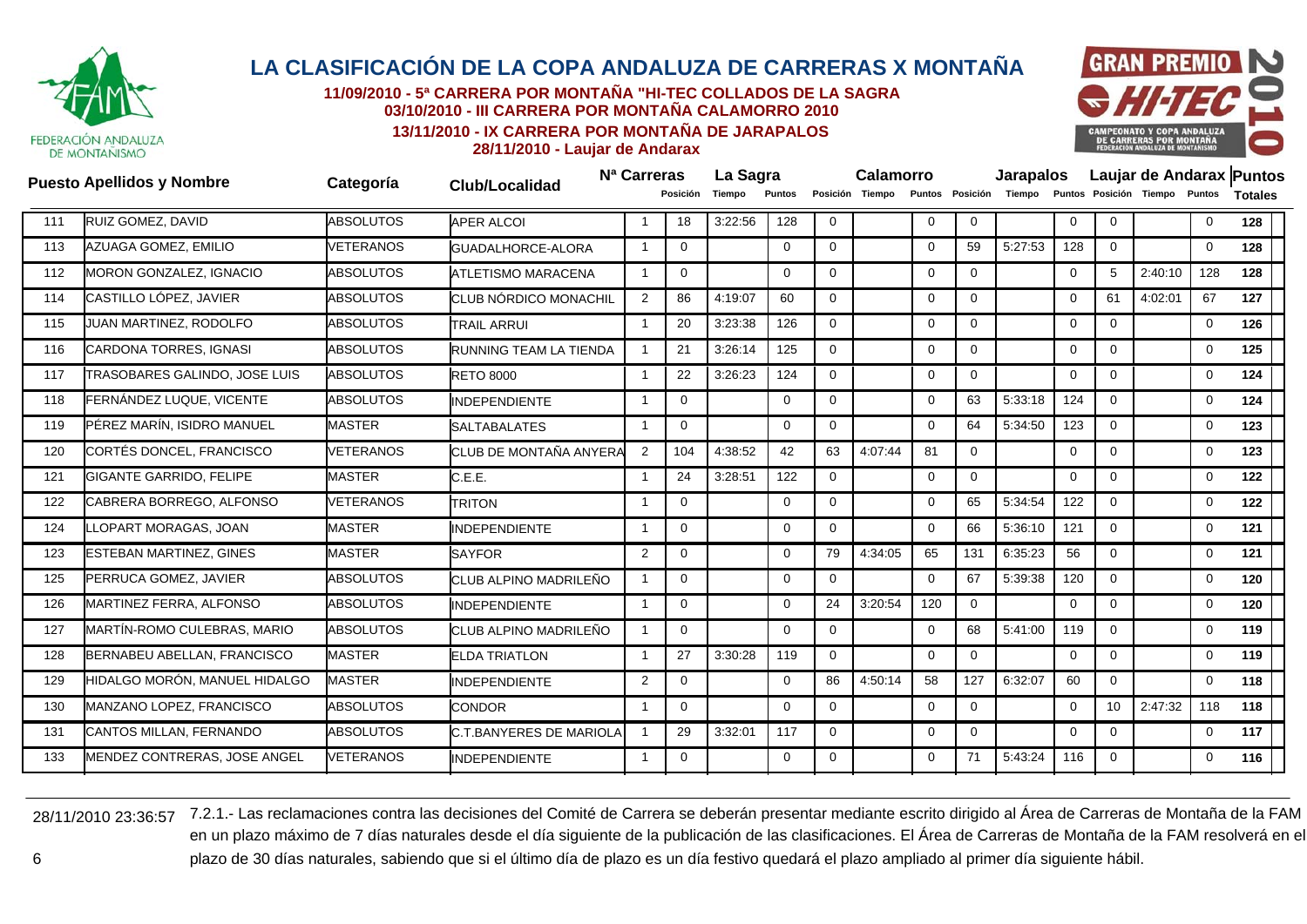# LA CLASIFICACIÓN DE LA COPA ANDALUZA DE CARRERAS X MONTAÑA

**11/09/2010 - 5ª CARRERA POR MONTAÑA "HI-TEC COLLADOS DE LA SAGRA**
**03/10/2010 - III CARRERA POR MONTAÑA CALAMORRO 2010**
**13/11/2010 - IX CARRERA POR MONTAÑA DE JARAPALOS**
**28/11/2010 - Laujar de Andarax**

| Puesto | Apellidos y Nombre | Categoría | Club/Localidad | Nª Carreras | La Sagra | | | Calamorro | | | Jarapalos | | | Laujar de Andarax | | | Puntos Totales |
|---|---|---|---|---|---|---|---|---|---|---|---|---|---|---|---|---|---|
| | | | | | Posición | Tiempo | Puntos | Posición | Tiempo | Puntos | Posición | Tiempo | Puntos | Posición | Tiempo | Puntos | |
| 111 | RUIZ GOMEZ, DAVID | ABSOLUTOS | APER ALCOI | 1 | 18 | 3:22:56 | 128 | 0 | | 0 | 0 | | 0 | 0 | | 0 | **128** |
| 113 | AZUAGA GOMEZ, EMILIO | VETERANOS | GUADALHORCE-ALORA | 1 | 0 | | 0 | 0 | | 0 | 59 | 5:27:53 | 128 | 0 | | 0 | **128** |
| 112 | MORON GONZALEZ, IGNACIO | ABSOLUTOS | ATLETISMO MARACENA | 1 | 0 | | 0 | 0 | | 0 | 0 | | 0 | 5 | 2:40:10 | 128 | **128** |
| 114 | CASTILLO LÓPEZ, JAVIER | ABSOLUTOS | CLUB NÓRDICO MONACHIL | 2 | 86 | 4:19:07 | 60 | 0 | | 0 | 0 | | 0 | 61 | 4:02:01 | 67 | **127** |
| 115 | JUAN MARTINEZ, RODOLFO | ABSOLUTOS | TRAIL ARRUI | 1 | 20 | 3:23:38 | 126 | 0 | | 0 | 0 | | 0 | 0 | | 0 | **126** |
| 116 | CARDONA TORRES, IGNASI | ABSOLUTOS | RUNNING TEAM LA TIENDA | 1 | 21 | 3:26:14 | 125 | 0 | | 0 | 0 | | 0 | 0 | | 0 | **125** |
| 117 | TRASOBARES GALINDO, JOSE LUIS | ABSOLUTOS | RETO 8000 | 1 | 22 | 3:26:23 | 124 | 0 | | 0 | 0 | | 0 | 0 | | 0 | **124** |
| 118 | FERNÁNDEZ LUQUE, VICENTE | ABSOLUTOS | INDEPENDIENTE | 1 | 0 | | 0 | 0 | | 0 | 63 | 5:33:18 | 124 | 0 | | 0 | **124** |
| 119 | PÉREZ MARÍN, ISIDRO MANUEL | MASTER | SALTABALATES | 1 | 0 | | 0 | 0 | | 0 | 64 | 5:34:50 | 123 | 0 | | 0 | **123** |
| 120 | CORTÉS DONCEL, FRANCISCO | VETERANOS | CLUB DE MONTAÑA ANYERA | 2 | 104 | 4:38:52 | 42 | 63 | 4:07:44 | 81 | 0 | | 0 | 0 | | 0 | **123** |
| 121 | GIGANTE GARRIDO, FELIPE | MASTER | C.E.E. | 1 | 24 | 3:28:51 | 122 | 0 | | 0 | 0 | | 0 | 0 | | 0 | **122** |
| 122 | CABRERA BORREGO, ALFONSO | VETERANOS | TRITON | 1 | 0 | | 0 | 0 | | 0 | 65 | 5:34:54 | 122 | 0 | | 0 | **122** |
| 124 | LLOPART MORAGAS, JOAN | MASTER | INDEPENDIENTE | 1 | 0 | | 0 | 0 | | 0 | 66 | 5:36:10 | 121 | 0 | | 0 | **121** |
| 123 | ESTEBAN MARTINEZ, GINES | MASTER | SAYFOR | 2 | 0 | | 0 | 79 | 4:34:05 | 65 | 131 | 6:35:23 | 56 | 0 | | 0 | **121** |
| 125 | PERRUCA GOMEZ, JAVIER | ABSOLUTOS | CLUB ALPINO MADRILEÑO | 1 | 0 | | 0 | 0 | | 0 | 67 | 5:39:38 | 120 | 0 | | 0 | **120** |
| 126 | MARTINEZ FERRA, ALFONSO | ABSOLUTOS | INDEPENDIENTE | 1 | 0 | | 0 | 24 | 3:20:54 | 120 | 0 | | 0 | 0 | | 0 | **120** |
| 127 | MARTÍN-ROMO CULEBRAS, MARIO | ABSOLUTOS | CLUB ALPINO MADRILEÑO | 1 | 0 | | 0 | 0 | | 0 | 68 | 5:41:00 | 119 | 0 | | 0 | **119** |
| 128 | BERNABEU ABELLAN, FRANCISCO | MASTER | ELDA TRIATLON | 1 | 27 | 3:30:28 | 119 | 0 | | 0 | 0 | | 0 | 0 | | 0 | **119** |
| 129 | HIDALGO MORÓN, MANUEL HIDALGO | MASTER | INDEPENDIENTE | 2 | 0 | | 0 | 86 | 4:50:14 | 58 | 127 | 6:32:07 | 60 | 0 | | 0 | **118** |
| 130 | MANZANO LOPEZ, FRANCISCO | ABSOLUTOS | CONDOR | 1 | 0 | | 0 | 0 | | 0 | 0 | | 0 | 10 | 2:47:32 | 118 | **118** |
| 131 | CANTOS MILLAN, FERNANDO | ABSOLUTOS | C.T.BANYERES DE MARIOLA | 1 | 29 | 3:32:01 | 117 | 0 | | 0 | 0 | | 0 | 0 | | 0 | **117** |
| 133 | MENDEZ CONTRERAS, JOSE ANGEL | VETERANOS | INDEPENDIENTE | 1 | 0 | | 0 | 0 | | 0 | 71 | 5:43:24 | 116 | 0 | | 0 | **116** |

28/11/2010 23:36:57 7.2.1.- Las reclamaciones contra las decisiones del Comité de Carrera se deberán presentar mediante escrito dirigido al Área de Carreras de Montaña de la FAM en un plazo máximo de 7 días naturales desde el día siguiente de la publicación de las clasificaciones. El Área de Carreras de Montaña de la FAM resolverá en el plazo de 30 días naturales, sabiendo que si el último día de plazo es un día festivo quedará el plazo ampliado al primer día siguiente hábil.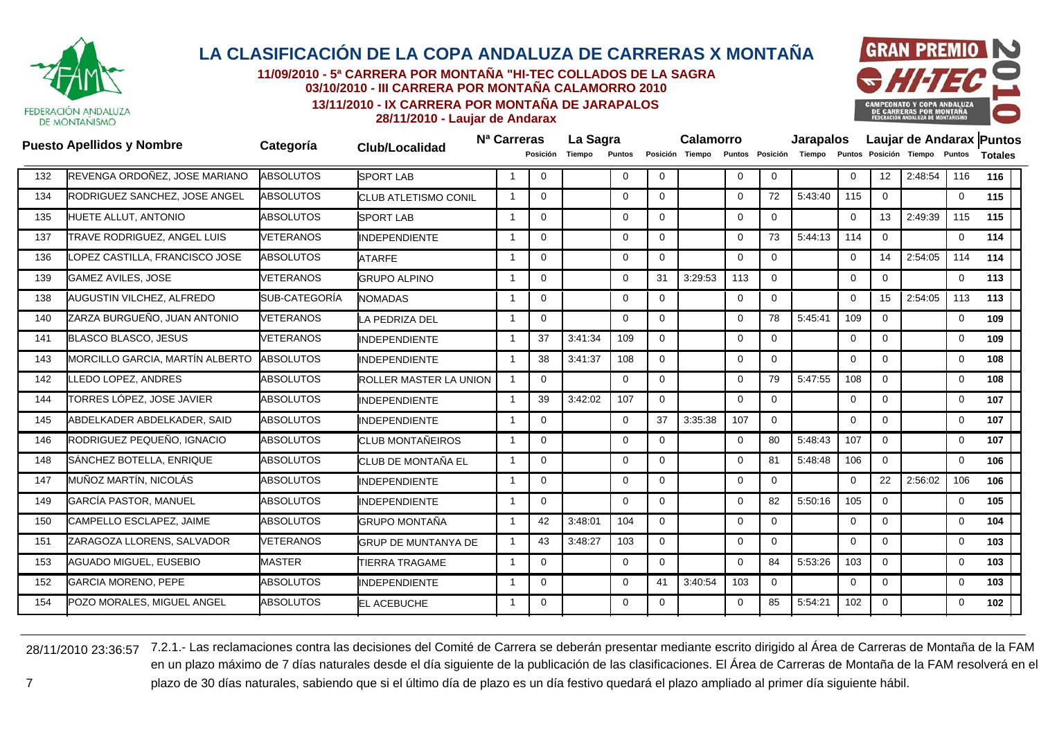# LA CLASIFICACIÓN DE LA COPA ANDALUZA DE CARRERAS X MONTAÑA

**11/09/2010 - 5ª CARRERA POR MONTAÑA "HI-TEC COLLADOS DE LA SAGRA**
**03/10/2010 - III CARRERA POR MONTAÑA CALAMORRO 2010**
**13/11/2010 - IX CARRERA POR MONTAÑA DE JARAPALOS**
**28/11/2010 - Laujar de Andarax**

| Puesto | Apellidos y Nombre | Categoría | Club/Localidad | Nª Carreras | La Sagra | | | Calamorro | | | Jarapalos | | | Laujar de Andarax | | | Puntos |
|---|---|---|---|---|---|---|---|---|---|---|---|---|---|---|---|---|---|
| | | | | | Posición | Tiempo | Puntos | Posición | Tiempo | Puntos | Posición | Tiempo | Puntos | Posición | Tiempo | Puntos | Totales |
| 132 | REVENGA ORDOÑEZ, JOSE MARIANO | ABSOLUTOS | SPORT LAB | 1 | 0 | | 0 | 0 | | 0 | 0 | | 0 | 12 | 2:48:54 | 116 | 116 |
| 134 | RODRIGUEZ SANCHEZ, JOSE ANGEL | ABSOLUTOS | CLUB ATLETISMO CONIL | 1 | 0 | | 0 | 0 | | 0 | 72 | 5:43:40 | 115 | 0 | | 0 | 115 |
| 135 | HUETE ALLUT, ANTONIO | ABSOLUTOS | SPORT LAB | 1 | 0 | | 0 | 0 | | 0 | 0 | | 0 | 13 | 2:49:39 | 115 | 115 |
| 137 | TRAVE RODRIGUEZ, ANGEL LUIS | VETERANOS | INDEPENDIENTE | 1 | 0 | | 0 | 0 | | 0 | 73 | 5:44:13 | 114 | 0 | | 0 | 114 |
| 136 | LOPEZ CASTILLA, FRANCISCO JOSE | ABSOLUTOS | ATARFE | 1 | 0 | | 0 | 0 | | 0 | 0 | | 0 | 14 | 2:54:05 | 114 | 114 |
| 139 | GAMEZ AVILES, JOSE | VETERANOS | GRUPO ALPINO | 1 | 0 | | 0 | 31 | 3:29:53 | 113 | 0 | | 0 | 0 | | 0 | 113 |
| 138 | AUGUSTIN VILCHEZ, ALFREDO | SUB-CATEGORÍA | NOMADAS | 1 | 0 | | 0 | 0 | | 0 | 0 | | 0 | 15 | 2:54:05 | 113 | 113 |
| 140 | ZARZA BURGUEÑO, JUAN ANTONIO | VETERANOS | LA PEDRIZA DEL | 1 | 0 | | 0 | 0 | | 0 | 78 | 5:45:41 | 109 | 0 | | 0 | 109 |
| 141 | BLASCO BLASCO, JESUS | VETERANOS | INDEPENDIENTE | 1 | 37 | 3:41:34 | 109 | 0 | | 0 | 0 | | 0 | 0 | | 0 | 109 |
| 143 | MORCILLO GARCIA, MARTÍN ALBERTO | ABSOLUTOS | INDEPENDIENTE | 1 | 38 | 3:41:37 | 108 | 0 | | 0 | 0 | | 0 | 0 | | 0 | 108 |
| 142 | LLEDO LOPEZ, ANDRES | ABSOLUTOS | ROLLER MASTER LA UNION | 1 | 0 | | 0 | 0 | | 0 | 79 | 5:47:55 | 108 | 0 | | 0 | 108 |
| 144 | TORRES LÓPEZ, JOSE JAVIER | ABSOLUTOS | INDEPENDIENTE | 1 | 39 | 3:42:02 | 107 | 0 | | 0 | 0 | | 0 | 0 | | 0 | 107 |
| 145 | ABDELKADER ABDELKADER, SAID | ABSOLUTOS | INDEPENDIENTE | 1 | 0 | | 0 | 37 | 3:35:38 | 107 | 0 | | 0 | 0 | | 0 | 107 |
| 146 | RODRIGUEZ PEQUEÑO, IGNACIO | ABSOLUTOS | CLUB MONTAÑEIROS | 1 | 0 | | 0 | 0 | | 0 | 80 | 5:48:43 | 107 | 0 | | 0 | 107 |
| 148 | SÁNCHEZ BOTELLA, ENRIQUE | ABSOLUTOS | CLUB DE MONTAÑA EL | 1 | 0 | | 0 | 0 | | 0 | 81 | 5:48:48 | 106 | 0 | | 0 | 106 |
| 147 | MUÑOZ MARTÍN, NICOLÁS | ABSOLUTOS | INDEPENDIENTE | 1 | 0 | | 0 | 0 | | 0 | 0 | | 0 | 22 | 2:56:02 | 106 | 106 |
| 149 | GARCÍA PASTOR, MANUEL | ABSOLUTOS | INDEPENDIENTE | 1 | 0 | | 0 | 0 | | 0 | 82 | 5:50:16 | 105 | 0 | | 0 | 105 |
| 150 | CAMPELLO ESCLAPEZ, JAIME | ABSOLUTOS | GRUPO MONTAÑA | 1 | 42 | 3:48:01 | 104 | 0 | | 0 | 0 | | 0 | 0 | | 0 | 104 |
| 151 | ZARAGOZA LLORENS, SALVADOR | VETERANOS | GRUP DE MUNTANYA DE | 1 | 43 | 3:48:27 | 103 | 0 | | 0 | 0 | | 0 | 0 | | 0 | 103 |
| 153 | AGUADO MIGUEL, EUSEBIO | MASTER | TIERRA TRAGAME | 1 | 0 | | 0 | 0 | | 0 | 84 | 5:53:26 | 103 | 0 | | 0 | 103 |
| 152 | GARCIA MORENO, PEPE | ABSOLUTOS | INDEPENDIENTE | 1 | 0 | | 0 | 41 | 3:40:54 | 103 | 0 | | 0 | 0 | | 0 | 103 |
| 154 | POZO MORALES, MIGUEL ANGEL | ABSOLUTOS | EL ACEBUCHE | 1 | 0 | | 0 | 0 | | 0 | 85 | 5:54:21 | 102 | 0 | | 0 | 102 |

28/11/2010 23:36:57 7.2.1.- Las reclamaciones contra las decisiones del Comité de Carrera se deberán presentar mediante escrito dirigido al Área de Carreras de Montaña de la FAM en un plazo máximo de 7 días naturales desde el día siguiente de la publicación de las clasificaciones. El Área de Carreras de Montaña de la FAM resolverá en el plazo de 30 días naturales, sabiendo que si el último día de plazo es un día festivo quedará el plazo ampliado al primer día siguiente hábil.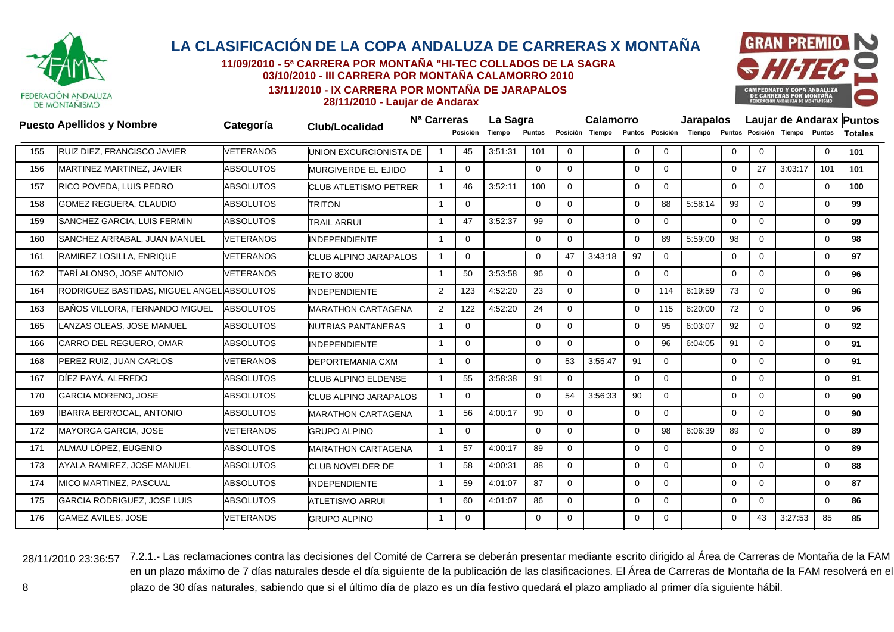# LA CLASIFICACIÓN DE LA COPA ANDALUZA DE CARRERAS X MONTAÑA

**11/09/2010 - 5ª CARRERA POR MONTAÑA "HI-TEC COLLADOS DE LA SAGRA**
**03/10/2010 - III CARRERA POR MONTAÑA CALAMORRO 2010**
**13/11/2010 - IX CARRERA POR MONTAÑA DE JARAPALOS**
**28/11/2010 - Laujar de Andarax**

| Puesto | Apellidos y Nombre | Categoría | Club/Localidad | Nª Carreras | La Sagra | | | Calamorro | | | Jarapalos | | | Laujar de Andarax | | | Puntos Totales |
|---|---|---|---|---|---|---|---|---|---|---|---|---|---|---|---|---|---|
| | | | | | Posición | Tiempo | Puntos | Posición | Tiempo | Puntos | Posición | Tiempo | Puntos | Posición | Tiempo | Puntos | |
| 155 | RUIZ DIEZ, FRANCISCO JAVIER | VETERANOS | UNION EXCURCIONISTA DE | 1 | 45 | 3:51:31 | 101 | 0 | | 0 | 0 | | 0 | 0 | | 0 | **101** |
| 156 | MARTINEZ MARTINEZ, JAVIER | ABSOLUTOS | MURGIVERDE EL EJIDO | 1 | 0 | | 0 | 0 | | 0 | 0 | | 0 | 27 | 3:03:17 | 101 | **101** |
| 157 | RICO POVEDA, LUIS PEDRO | ABSOLUTOS | CLUB ATLETISMO PETRER | 1 | 46 | 3:52:11 | 100 | 0 | | 0 | 0 | | 0 | 0 | | 0 | **100** |
| 158 | GOMEZ REGUERA, CLAUDIO | ABSOLUTOS | TRITON | 1 | 0 | | 0 | 0 | | 0 | 88 | 5:58:14 | 99 | 0 | | 0 | **99** |
| 159 | SANCHEZ GARCIA, LUIS FERMIN | ABSOLUTOS | TRAIL ARRUI | 1 | 47 | 3:52:37 | 99 | 0 | | 0 | 0 | | 0 | 0 | | 0 | **99** |
| 160 | SANCHEZ ARRABAL, JUAN MANUEL | VETERANOS | INDEPENDIENTE | 1 | 0 | | 0 | 0 | | 0 | 89 | 5:59:00 | 98 | 0 | | 0 | **98** |
| 161 | RAMIREZ LOSILLA, ENRIQUE | VETERANOS | CLUB ALPINO JARAPALOS | 1 | 0 | | 0 | 47 | 3:43:18 | 97 | 0 | | 0 | 0 | | 0 | **97** |
| 162 | TARÍ ALONSO, JOSE ANTONIO | VETERANOS | RETO 8000 | 1 | 50 | 3:53:58 | 96 | 0 | | 0 | 0 | | 0 | 0 | | 0 | **96** |
| 164 | RODRIGUEZ BASTIDAS, MIGUEL ANGEL | ABSOLUTOS | INDEPENDIENTE | 2 | 123 | 4:52:20 | 23 | 0 | | 0 | 114 | 6:19:59 | 73 | 0 | | 0 | **96** |
| 163 | BAÑOS VILLORA, FERNANDO MIGUEL | ABSOLUTOS | MARATHON CARTAGENA | 2 | 122 | 4:52:20 | 24 | 0 | | 0 | 115 | 6:20:00 | 72 | 0 | | 0 | **96** |
| 165 | LANZAS OLEAS, JOSE MANUEL | ABSOLUTOS | NUTRIAS PANTANERAS | 1 | 0 | | 0 | 0 | | 0 | 95 | 6:03:07 | 92 | 0 | | 0 | **92** |
| 166 | CARRO DEL REGUERO, OMAR | ABSOLUTOS | INDEPENDIENTE | 1 | 0 | | 0 | 0 | | 0 | 96 | 6:04:05 | 91 | 0 | | 0 | **91** |
| 168 | PEREZ RUIZ, JUAN CARLOS | VETERANOS | DEPORTEMANIA CXM | 1 | 0 | | 0 | 53 | 3:55:47 | 91 | 0 | | 0 | 0 | | 0 | **91** |
| 167 | DÍEZ PAYÁ, ALFREDO | ABSOLUTOS | CLUB ALPINO ELDENSE | 1 | 55 | 3:58:38 | 91 | 0 | | 0 | 0 | | 0 | 0 | | 0 | **91** |
| 170 | GARCIA MORENO, JOSE | ABSOLUTOS | CLUB ALPINO JARAPALOS | 1 | 0 | | 0 | 54 | 3:56:33 | 90 | 0 | | 0 | 0 | | 0 | **90** |
| 169 | IBARRA BERROCAL, ANTONIO | ABSOLUTOS | MARATHON CARTAGENA | 1 | 56 | 4:00:17 | 90 | 0 | | 0 | 0 | | 0 | 0 | | 0 | **90** |
| 172 | MAYORGA GARCIA, JOSE | VETERANOS | GRUPO ALPINO | 1 | 0 | | 0 | 0 | | 0 | 98 | 6:06:39 | 89 | 0 | | 0 | **89** |
| 171 | ALMAU LÓPEZ, EUGENIO | ABSOLUTOS | MARATHON CARTAGENA | 1 | 57 | 4:00:17 | 89 | 0 | | 0 | 0 | | 0 | 0 | | 0 | **89** |
| 173 | AYALA RAMIREZ, JOSE MANUEL | ABSOLUTOS | CLUB NOVELDER DE | 1 | 58 | 4:00:31 | 88 | 0 | | 0 | 0 | | 0 | 0 | | 0 | **88** |
| 174 | MICO MARTINEZ, PASCUAL | ABSOLUTOS | INDEPENDIENTE | 1 | 59 | 4:01:07 | 87 | 0 | | 0 | 0 | | 0 | 0 | | 0 | **87** |
| 175 | GARCIA RODRIGUEZ, JOSE LUIS | ABSOLUTOS | ATLETISMO ARRUI | 1 | 60 | 4:01:07 | 86 | 0 | | 0 | 0 | | 0 | 0 | | 0 | **86** |
| 176 | GAMEZ AVILES, JOSE | VETERANOS | GRUPO ALPINO | 1 | 0 | | 0 | 0 | | 0 | 0 | | 0 | 43 | 3:27:53 | 85 | **85** |

28/11/2010 23:36:57 7.2.1.- Las reclamaciones contra las decisiones del Comité de Carrera se deberán presentar mediante escrito dirigido al Área de Carreras de Montaña de la FAM en un plazo máximo de 7 días naturales desde el día siguiente de la publicación de las clasificaciones. El Área de Carreras de Montaña de la FAM resolverá en el plazo de 30 días naturales, sabiendo que si el último día de plazo es un día festivo quedará el plazo ampliado al primer día siguiente hábil.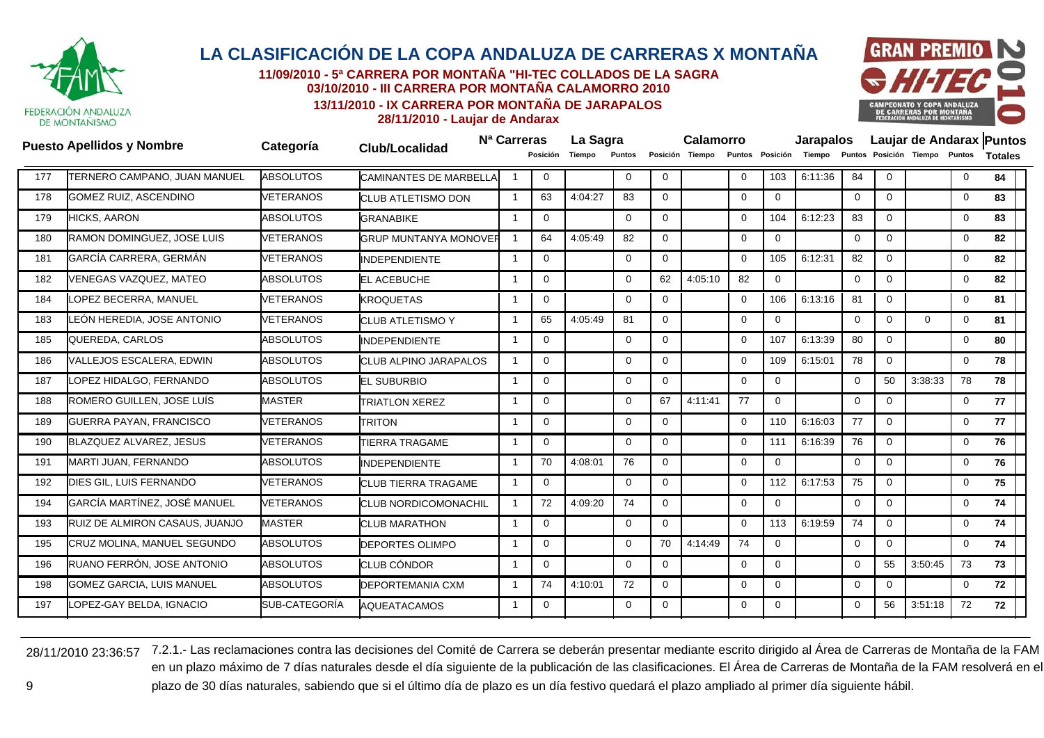# LA CLASIFICACIÓN DE LA COPA ANDALUZA DE CARRERAS X MONTAÑA

**11/09/2010 - 5ª CARRERA POR MONTAÑA "HI-TEC COLLADOS DE LA SAGRA**
**03/10/2010 - III CARRERA POR MONTAÑA CALAMORRO 2010**
**13/11/2010 - IX CARRERA POR MONTAÑA DE JARAPALOS**
**28/11/2010 - Laujar de Andarax**

| Puesto | Apellidos y Nombre | Categoría | Club/Localidad | Nª Carreras | La Sagra Posición | La Sagra Tiempo | La Sagra Puntos | Calamorro Posición | Calamorro Tiempo | Calamorro Puntos | Jarapalos Posición | Jarapalos Tiempo | Jarapalos Puntos | Laujar de Andarax Posición | Laujar de Andarax Tiempo | Laujar de Andarax Puntos | Puntos Totales |
|---|---|---|---|---|---|---|---|---|---|---|---|---|---|---|---|---|---|
| 177 | TERNERO CAMPANO, JUAN MANUEL | ABSOLUTOS | CAMINANTES DE MARBELLA | 1 | 0 | | 0 | 0 | | 0 | 103 | 6:11:36 | 84 | 0 | | 0 | **84** |
| 178 | GOMEZ RUIZ, ASCENDINO | VETERANOS | CLUB ATLETISMO DON | 1 | 63 | 4:04:27 | 83 | 0 | | 0 | 0 | | 0 | 0 | | 0 | **83** |
| 179 | HICKS, AARON | ABSOLUTOS | GRANABIKE | 1 | 0 | | 0 | 0 | | 0 | 104 | 6:12:23 | 83 | 0 | | 0 | **83** |
| 180 | RAMON DOMINGUEZ, JOSE LUIS | VETERANOS | GRUP MUNTANYA MONOVER | 1 | 64 | 4:05:49 | 82 | 0 | | 0 | 0 | | 0 | 0 | | 0 | **82** |
| 181 | GARCÍA CARRERA, GERMÁN | VETERANOS | INDEPENDIENTE | 1 | 0 | | 0 | 0 | | 0 | 105 | 6:12:31 | 82 | 0 | | 0 | **82** |
| 182 | VENEGAS VAZQUEZ, MATEO | ABSOLUTOS | EL ACEBUCHE | 1 | 0 | | 0 | 62 | 4:05:10 | 82 | 0 | | 0 | 0 | | 0 | **82** |
| 184 | LOPEZ BECERRA, MANUEL | VETERANOS | KROQUETAS | 1 | 0 | | 0 | 0 | | 0 | 106 | 6:13:16 | 81 | 0 | | 0 | **81** |
| 183 | LEÓN HEREDIA, JOSE ANTONIO | VETERANOS | CLUB ATLETISMO Y | 1 | 65 | 4:05:49 | 81 | 0 | | 0 | 0 | | 0 | 0 | 0 | 0 | **81** |
| 185 | QUEREDA, CARLOS | ABSOLUTOS | INDEPENDIENTE | 1 | 0 | | 0 | 0 | | 0 | 107 | 6:13:39 | 80 | 0 | | 0 | **80** |
| 186 | VALLEJOS ESCALERA, EDWIN | ABSOLUTOS | CLUB ALPINO JARAPALOS | 1 | 0 | | 0 | 0 | | 0 | 109 | 6:15:01 | 78 | 0 | | 0 | **78** |
| 187 | LOPEZ HIDALGO, FERNANDO | ABSOLUTOS | EL SUBURBIO | 1 | 0 | | 0 | 0 | | 0 | 0 | | 0 | 50 | 3:38:33 | 78 | **78** |
| 188 | ROMERO GUILLEN, JOSE LUÍS | MASTER | TRIATLON XEREZ | 1 | 0 | | 0 | 67 | 4:11:41 | 77 | 0 | | 0 | 0 | | 0 | **77** |
| 189 | GUERRA PAYAN, FRANCISCO | VETERANOS | TRITON | 1 | 0 | | 0 | 0 | | 0 | 110 | 6:16:03 | 77 | 0 | | 0 | **77** |
| 190 | BLAZQUEZ ALVAREZ, JESUS | VETERANOS | TIERRA TRAGAME | 1 | 0 | | 0 | 0 | | 0 | 111 | 6:16:39 | 76 | 0 | | 0 | **76** |
| 191 | MARTI JUAN, FERNANDO | ABSOLUTOS | INDEPENDIENTE | 1 | 70 | 4:08:01 | 76 | 0 | | 0 | 0 | | 0 | 0 | | 0 | **76** |
| 192 | DIES GIL, LUIS FERNANDO | VETERANOS | CLUB TIERRA TRAGAME | 1 | 0 | | 0 | 0 | | 0 | 112 | 6:17:53 | 75 | 0 | | 0 | **75** |
| 194 | GARCÍA MARTÍNEZ, JOSÉ MANUEL | VETERANOS | CLUB NORDICOMONACHIL | 1 | 72 | 4:09:20 | 74 | 0 | | 0 | 0 | | 0 | 0 | | 0 | **74** |
| 193 | RUIZ DE ALMIRON CASAUS, JUANJO | MASTER | CLUB MARATHON | 1 | 0 | | 0 | 0 | | 0 | 113 | 6:19:59 | 74 | 0 | | 0 | **74** |
| 195 | CRUZ MOLINA, MANUEL SEGUNDO | ABSOLUTOS | DEPORTES OLIMPO | 1 | 0 | | 0 | 70 | 4:14:49 | 74 | 0 | | 0 | 0 | | 0 | **74** |
| 196 | RUANO FERRÓN, JOSE ANTONIO | ABSOLUTOS | CLUB CÓNDOR | 1 | 0 | | 0 | 0 | | 0 | 0 | | 0 | 55 | 3:50:45 | 73 | **73** |
| 198 | GOMEZ GARCIA, LUIS MANUEL | ABSOLUTOS | DEPORTEMANIA CXM | 1 | 74 | 4:10:01 | 72 | 0 | | 0 | 0 | | 0 | 0 | | 0 | **72** |
| 197 | LOPEZ-GAY BELDA, IGNACIO | SUB-CATEGORÍA | AQUEATACAMOS | 1 | 0 | | 0 | 0 | | 0 | 0 | | 0 | 56 | 3:51:18 | 72 | **72** |

28/11/2010 23:36:57 7.2.1.- Las reclamaciones contra las decisiones del Comité de Carrera se deberán presentar mediante escrito dirigido al Área de Carreras de Montaña de la FAM en un plazo máximo de 7 días naturales desde el día siguiente de la publicación de las clasificaciones. El Área de Carreras de Montaña de la FAM resolverá en el plazo de 30 días naturales, sabiendo que si el último día de plazo es un día festivo quedará el plazo ampliado al primer día siguiente hábil.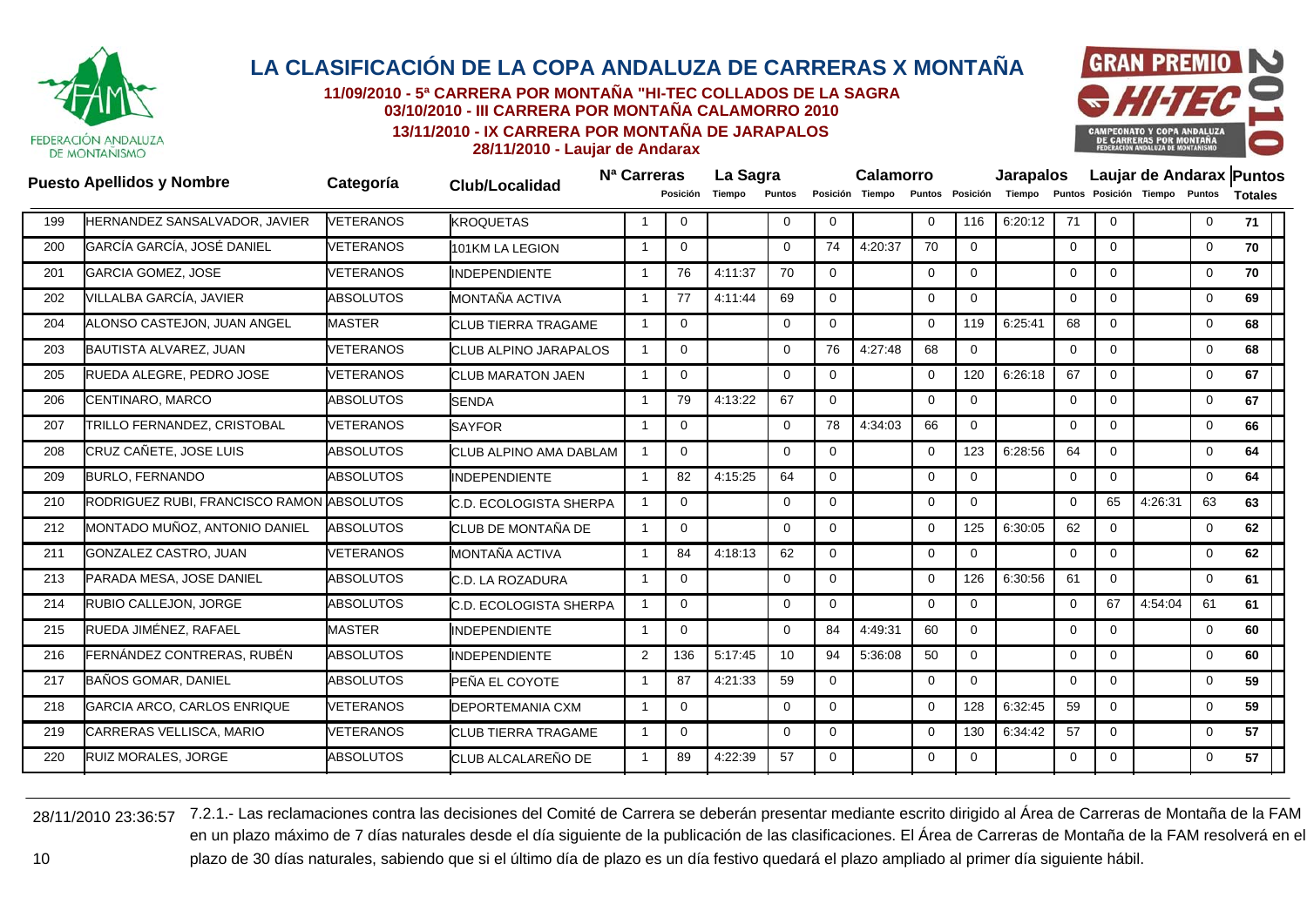# LA CLASIFICACIÓN DE LA COPA ANDALUZA DE CARRERAS X MONTAÑA

**11/09/2010 - 5ª CARRERA POR MONTAÑA "HI-TEC COLLADOS DE LA SAGRA**
**03/10/2010 - III CARRERA POR MONTAÑA CALAMORRO 2010**
**13/11/2010 - IX CARRERA POR MONTAÑA DE JARAPALOS**
**28/11/2010 - Laujar de Andarax**

| Puesto | Apellidos y Nombre | Categoría | Club/Localidad | Nª Carreras | La Sagra | | | Calamorro | | | Jarapalos | | | Laujar de Andarax | | | Puntos Totales |
|---|---|---|---|---|---|---|---|---|---|---|---|---|---|---|---|---|---|
| | | | | | Posición | Tiempo | Puntos | Posición | Tiempo | Puntos | Posición | Tiempo | Puntos | Posición | Tiempo | Puntos | |
| 199 | HERNANDEZ SANSALVADOR, JAVIER | VETERANOS | KROQUETAS | 1 | 0 | | 0 | 0 | | 0 | 116 | 6:20:12 | 71 | 0 | | 0 | 71 |
| 200 | GARCÍA GARCÍA, JOSÉ DANIEL | VETERANOS | 101KM LA LEGION | 1 | 0 | | 0 | 74 | 4:20:37 | 70 | 0 | | 0 | 0 | | 0 | 70 |
| 201 | GARCIA GOMEZ, JOSE | VETERANOS | INDEPENDIENTE | 1 | 76 | 4:11:37 | 70 | 0 | | 0 | 0 | | 0 | 0 | | 0 | 70 |
| 202 | VILLALBA GARCÍA, JAVIER | ABSOLUTOS | MONTAÑA ACTIVA | 1 | 77 | 4:11:44 | 69 | 0 | | 0 | 0 | | 0 | 0 | | 0 | 69 |
| 204 | ALONSO CASTEJON, JUAN ANGEL | MASTER | CLUB TIERRA TRAGAME | 1 | 0 | | 0 | 0 | | 0 | 119 | 6:25:41 | 68 | 0 | | 0 | 68 |
| 203 | BAUTISTA ALVAREZ, JUAN | VETERANOS | CLUB ALPINO JARAPALOS | 1 | 0 | | 0 | 76 | 4:27:48 | 68 | 0 | | 0 | 0 | | 0 | 68 |
| 205 | RUEDA ALEGRE, PEDRO JOSE | VETERANOS | CLUB MARATON JAEN | 1 | 0 | | 0 | 0 | | 0 | 120 | 6:26:18 | 67 | 0 | | 0 | 67 |
| 206 | CENTINARO, MARCO | ABSOLUTOS | SENDA | 1 | 79 | 4:13:22 | 67 | 0 | | 0 | 0 | | 0 | 0 | | 0 | 67 |
| 207 | TRILLO FERNANDEZ, CRISTOBAL | VETERANOS | SAYFOR | 1 | 0 | | 0 | 78 | 4:34:03 | 66 | 0 | | 0 | 0 | | 0 | 66 |
| 208 | CRUZ CAÑETE, JOSE LUIS | ABSOLUTOS | CLUB ALPINO AMA DABLAM | 1 | 0 | | 0 | 0 | | 0 | 123 | 6:28:56 | 64 | 0 | | 0 | 64 |
| 209 | BURLO, FERNANDO | ABSOLUTOS | INDEPENDIENTE | 1 | 82 | 4:15:25 | 64 | 0 | | 0 | 0 | | 0 | 0 | | 0 | 64 |
| 210 | RODRIGUEZ RUBI, FRANCISCO RAMON | ABSOLUTOS | C.D. ECOLOGISTA SHERPA | 1 | 0 | | 0 | 0 | | 0 | 0 | | 0 | 65 | 4:26:31 | 63 | 63 |
| 212 | MONTADO MUÑOZ, ANTONIO DANIEL | ABSOLUTOS | CLUB DE MONTAÑA DE | 1 | 0 | | 0 | 0 | | 0 | 125 | 6:30:05 | 62 | 0 | | 0 | 62 |
| 211 | GONZALEZ CASTRO, JUAN | VETERANOS | MONTAÑA ACTIVA | 1 | 84 | 4:18:13 | 62 | 0 | | 0 | 0 | | 0 | 0 | | 0 | 62 |
| 213 | PARADA MESA, JOSE DANIEL | ABSOLUTOS | C.D. LA ROZADURA | 1 | 0 | | 0 | 0 | | 0 | 126 | 6:30:56 | 61 | 0 | | 0 | 61 |
| 214 | RUBIO CALLEJON, JORGE | ABSOLUTOS | C.D. ECOLOGISTA SHERPA | 1 | 0 | | 0 | 0 | | 0 | 0 | | 0 | 67 | 4:54:04 | 61 | 61 |
| 215 | RUEDA JIMÉNEZ, RAFAEL | MASTER | INDEPENDIENTE | 1 | 0 | | 0 | 84 | 4:49:31 | 60 | 0 | | 0 | 0 | | 0 | 60 |
| 216 | FERNÁNDEZ CONTRERAS, RUBÉN | ABSOLUTOS | INDEPENDIENTE | 2 | 136 | 5:17:45 | 10 | 94 | 5:36:08 | 50 | 0 | | 0 | 0 | | 0 | 60 |
| 217 | BAÑOS GOMAR, DANIEL | ABSOLUTOS | PEÑA EL COYOTE | 1 | 87 | 4:21:33 | 59 | 0 | | 0 | 0 | | 0 | 0 | | 0 | 59 |
| 218 | GARCIA ARCO, CARLOS ENRIQUE | VETERANOS | DEPORTEMANIA CXM | 1 | 0 | | 0 | 0 | | 0 | 128 | 6:32:45 | 59 | 0 | | 0 | 59 |
| 219 | CARRERAS VELLISCA, MARIO | VETERANOS | CLUB TIERRA TRAGAME | 1 | 0 | | 0 | 0 | | 0 | 130 | 6:34:42 | 57 | 0 | | 0 | 57 |
| 220 | RUIZ MORALES, JORGE | ABSOLUTOS | CLUB ALCALAREÑO DE | 1 | 89 | 4:22:39 | 57 | 0 | | 0 | 0 | | 0 | 0 | | 0 | 57 |

28/11/2010 23:36:57 7.2.1.- Las reclamaciones contra las decisiones del Comité de Carrera se deberán presentar mediante escrito dirigido al Área de Carreras de Montaña de la FAM en un plazo máximo de 7 días naturales desde el día siguiente de la publicación de las clasificaciones. El Área de Carreras de Montaña de la FAM resolverá en el plazo de 30 días naturales, sabiendo que si el último día de plazo es un día festivo quedará el plazo ampliado al primer día siguiente hábil.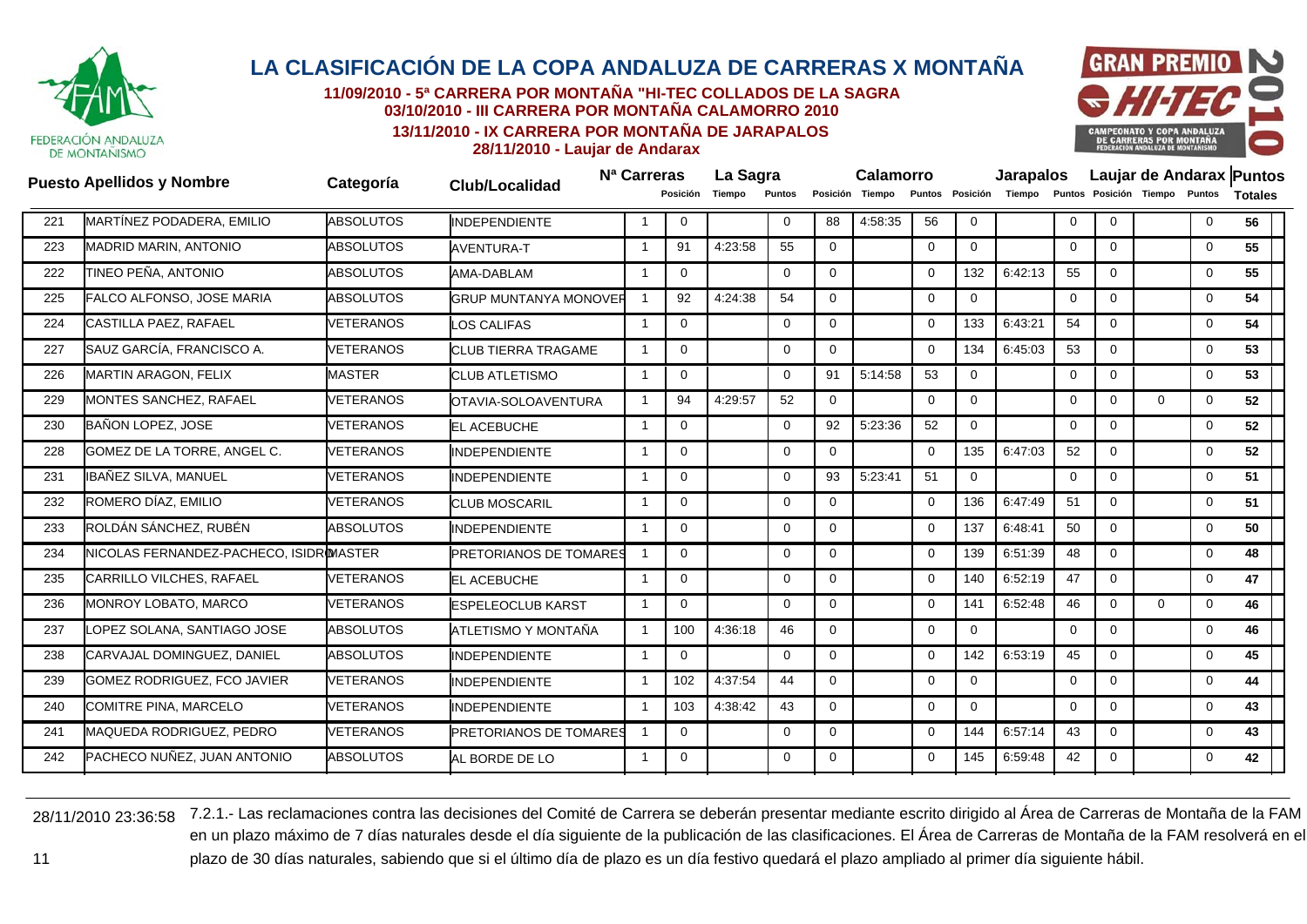# LA CLASIFICACIÓN DE LA COPA ANDALUZA DE CARRERAS X MONTAÑA

**11/09/2010 - 5ª CARRERA POR MONTAÑA "HI-TEC COLLADOS DE LA SAGRA**
**03/10/2010 - III CARRERA POR MONTAÑA CALAMORRO 2010**
**13/11/2010 - IX CARRERA POR MONTAÑA DE JARAPALOS**
**28/11/2010 - Laujar de Andarax**

| Puesto | Apellidos y Nombre | Categoría | Club/Localidad | Nª Carreras | La Sagra | | | Calamorro | | | Jarapalos | | | Laujar de Andarax | | | Puntos |
|---|---|---|---|---|---|---|---|---|---|---|---|---|---|---|---|---|---|
| | | | | | Posición | Tiempo | Puntos | Posición | Tiempo | Puntos | Posición | Tiempo | Puntos | Posición | Tiempo | Puntos | Totales |
| 221 | MARTÍNEZ PODADERA, EMILIO | ABSOLUTOS | INDEPENDIENTE | 1 | 0 | | 0 | 88 | 4:58:35 | 56 | 0 | | 0 | 0 | | 0 | **56** |
| 223 | MADRID MARIN, ANTONIO | ABSOLUTOS | AVENTURA-T | 1 | 91 | 4:23:58 | 55 | 0 | | 0 | 0 | | 0 | 0 | | 0 | **55** |
| 222 | TINEO PEÑA, ANTONIO | ABSOLUTOS | AMA-DABLAM | 1 | 0 | | 0 | 0 | | 0 | 132 | 6:42:13 | 55 | 0 | | 0 | **55** |
| 225 | FALCO ALFONSO, JOSE MARIA | ABSOLUTOS | GRUP MUNTANYA MONOVER | 1 | 92 | 4:24:38 | 54 | 0 | | 0 | 0 | | 0 | 0 | | 0 | **54** |
| 224 | CASTILLA PAEZ, RAFAEL | VETERANOS | LOS CALIFAS | 1 | 0 | | 0 | 0 | | 0 | 133 | 6:43:21 | 54 | 0 | | 0 | **54** |
| 227 | SAUZ GARCÍA, FRANCISCO A. | VETERANOS | CLUB TIERRA TRAGAME | 1 | 0 | | 0 | 0 | | 0 | 134 | 6:45:03 | 53 | 0 | | 0 | **53** |
| 226 | MARTIN ARAGON, FELIX | MASTER | CLUB ATLETISMO | 1 | 0 | | 0 | 91 | 5:14:58 | 53 | 0 | | 0 | 0 | | 0 | **53** |
| 229 | MONTES SANCHEZ, RAFAEL | VETERANOS | OTAVIA-SOLOAVENTURA | 1 | 94 | 4:29:57 | 52 | 0 | | 0 | 0 | | 0 | 0 | 0 | 0 | **52** |
| 230 | BAÑON LOPEZ, JOSE | VETERANOS | EL ACEBUCHE | 1 | 0 | | 0 | 92 | 5:23:36 | 52 | 0 | | 0 | 0 | | 0 | **52** |
| 228 | GOMEZ DE LA TORRE, ANGEL C. | VETERANOS | INDEPENDIENTE | 1 | 0 | | 0 | 0 | | 0 | 135 | 6:47:03 | 52 | 0 | | 0 | **52** |
| 231 | IBAÑEZ SILVA, MANUEL | VETERANOS | INDEPENDIENTE | 1 | 0 | | 0 | 93 | 5:23:41 | 51 | 0 | | 0 | 0 | | 0 | **51** |
| 232 | ROMERO DÍAZ, EMILIO | VETERANOS | CLUB MOSCARIL | 1 | 0 | | 0 | 0 | | 0 | 136 | 6:47:49 | 51 | 0 | | 0 | **51** |
| 233 | ROLDÁN SÁNCHEZ, RUBÉN | ABSOLUTOS | INDEPENDIENTE | 1 | 0 | | 0 | 0 | | 0 | 137 | 6:48:41 | 50 | 0 | | 0 | **50** |
| 234 | NICOLAS FERNANDEZ-PACHECO, ISIDRO | MASTER | PRETORIANOS DE TOMARES | 1 | 0 | | 0 | 0 | | 0 | 139 | 6:51:39 | 48 | 0 | | 0 | **48** |
| 235 | CARRILLO VILCHES, RAFAEL | VETERANOS | EL ACEBUCHE | 1 | 0 | | 0 | 0 | | 0 | 140 | 6:52:19 | 47 | 0 | | 0 | **47** |
| 236 | MONROY LOBATO, MARCO | VETERANOS | ESPELEOCLUB KARST | 1 | 0 | | 0 | 0 | | 0 | 141 | 6:52:48 | 46 | 0 | 0 | 0 | **46** |
| 237 | LOPEZ SOLANA, SANTIAGO JOSE | ABSOLUTOS | ATLETISMO Y MONTAÑA | 1 | 100 | 4:36:18 | 46 | 0 | | 0 | 0 | | 0 | 0 | | 0 | **46** |
| 238 | CARVAJAL DOMINGUEZ, DANIEL | ABSOLUTOS | INDEPENDIENTE | 1 | 0 | | 0 | 0 | | 0 | 142 | 6:53:19 | 45 | 0 | | 0 | **45** |
| 239 | GOMEZ RODRIGUEZ, FCO JAVIER | VETERANOS | INDEPENDIENTE | 1 | 102 | 4:37:54 | 44 | 0 | | 0 | 0 | | 0 | 0 | | 0 | **44** |
| 240 | COMITRE PINA, MARCELO | VETERANOS | INDEPENDIENTE | 1 | 103 | 4:38:42 | 43 | 0 | | 0 | 0 | | 0 | 0 | | 0 | **43** |
| 241 | MAQUEDA RODRIGUEZ, PEDRO | VETERANOS | PRETORIANOS DE TOMARES | 1 | 0 | | 0 | 0 | | 0 | 144 | 6:57:14 | 43 | 0 | | 0 | **43** |
| 242 | PACHECO NUÑEZ, JUAN ANTONIO | ABSOLUTOS | AL BORDE DE LO | 1 | 0 | | 0 | 0 | | 0 | 145 | 6:59:48 | 42 | 0 | | 0 | **42** |

28/11/2010 23:36:58 7.2.1.- Las reclamaciones contra las decisiones del Comité de Carrera se deberán presentar mediante escrito dirigido al Área de Carreras de Montaña de la FAM en un plazo máximo de 7 días naturales desde el día siguiente de la publicación de las clasificaciones. El Área de Carreras de Montaña de la FAM resolverá en el plazo de 30 días naturales, sabiendo que si el último día de plazo es un día festivo quedará el plazo ampliado al primer día siguiente hábil.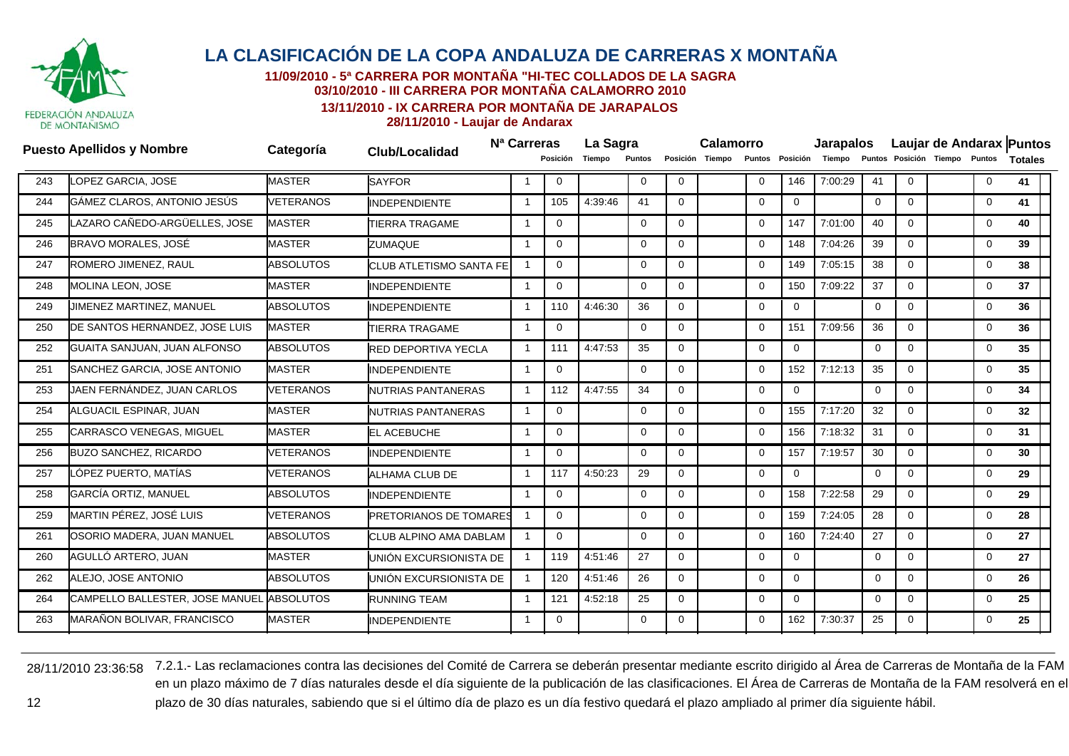# LA CLASIFICACIÓN DE LA COPA ANDALUZA DE CARRERAS X MONTAÑA

**11/09/2010 - 5ª CARRERA POR MONTAÑA "HI-TEC COLLADOS DE LA SAGRA**
**03/10/2010 - III CARRERA POR MONTAÑA CALAMORRO 2010**
**13/11/2010 - IX CARRERA POR MONTAÑA DE JARAPALOS**
**28/11/2010 - Laujar de Andarax**

| Puesto | Apellidos y Nombre | Categoría | Club/Localidad | Nª Carreras | La Sagra | | | Calamorro | | | Jarapalos | | | Laujar de Andarax | | | Puntos |
|---|---|---|---|---|---|---|---|---|---|---|---|---|---|---|---|---|---|
| | | | | | Posición | Tiempo | Puntos | Posición | Tiempo | Puntos | Posición | Tiempo | Puntos | Posición | Tiempo | Puntos | Totales |
| 243 | LOPEZ GARCIA, JOSE | MASTER | SAYFOR | 1 | 0 | | 0 | 0 | | 0 | 146 | 7:00:29 | 41 | 0 | | 0 | 41 |
| 244 | GÁMEZ CLAROS, ANTONIO JESÚS | VETERANOS | INDEPENDIENTE | 1 | 105 | 4:39:46 | 41 | 0 | | 0 | 0 | | 0 | 0 | | 0 | 41 |
| 245 | LAZARO CAÑEDO-ARGÜELLES, JOSE | MASTER | TIERRA TRAGAME | 1 | 0 | | 0 | 0 | | 0 | 147 | 7:01:00 | 40 | 0 | | 0 | 40 |
| 246 | BRAVO MORALES, JOSÉ | MASTER | ZUMAQUE | 1 | 0 | | 0 | 0 | | 0 | 148 | 7:04:26 | 39 | 0 | | 0 | 39 |
| 247 | ROMERO JIMENEZ, RAUL | ABSOLUTOS | CLUB ATLETISMO SANTA FE | 1 | 0 | | 0 | 0 | | 0 | 149 | 7:05:15 | 38 | 0 | | 0 | 38 |
| 248 | MOLINA LEON, JOSE | MASTER | INDEPENDIENTE | 1 | 0 | | 0 | 0 | | 0 | 150 | 7:09:22 | 37 | 0 | | 0 | 37 |
| 249 | JIMENEZ MARTINEZ, MANUEL | ABSOLUTOS | INDEPENDIENTE | 1 | 110 | 4:46:30 | 36 | 0 | | 0 | 0 | | 0 | 0 | | 0 | 36 |
| 250 | DE SANTOS HERNANDEZ, JOSE LUIS | MASTER | TIERRA TRAGAME | 1 | 0 | | 0 | 0 | | 0 | 151 | 7:09:56 | 36 | 0 | | 0 | 36 |
| 252 | GUAITA SANJUAN, JUAN ALFONSO | ABSOLUTOS | RED DEPORTIVA YECLA | 1 | 111 | 4:47:53 | 35 | 0 | | 0 | 0 | | 0 | 0 | | 0 | 35 |
| 251 | SANCHEZ GARCIA, JOSE ANTONIO | MASTER | INDEPENDIENTE | 1 | 0 | | 0 | 0 | | 0 | 152 | 7:12:13 | 35 | 0 | | 0 | 35 |
| 253 | JAEN FERNÁNDEZ, JUAN CARLOS | VETERANOS | NUTRIAS PANTANERAS | 1 | 112 | 4:47:55 | 34 | 0 | | 0 | 0 | | 0 | 0 | | 0 | 34 |
| 254 | ALGUACIL ESPINAR, JUAN | MASTER | NUTRIAS PANTANERAS | 1 | 0 | | 0 | 0 | | 0 | 155 | 7:17:20 | 32 | 0 | | 0 | 32 |
| 255 | CARRASCO VENEGAS, MIGUEL | MASTER | EL ACEBUCHE | 1 | 0 | | 0 | 0 | | 0 | 156 | 7:18:32 | 31 | 0 | | 0 | 31 |
| 256 | BUZO SANCHEZ, RICARDO | VETERANOS | INDEPENDIENTE | 1 | 0 | | 0 | 0 | | 0 | 157 | 7:19:57 | 30 | 0 | | 0 | 30 |
| 257 | LÓPEZ PUERTO, MATÍAS | VETERANOS | ALHAMA CLUB DE | 1 | 117 | 4:50:23 | 29 | 0 | | 0 | 0 | | 0 | 0 | | 0 | 29 |
| 258 | GARCÍA ORTIZ, MANUEL | ABSOLUTOS | INDEPENDIENTE | 1 | 0 | | 0 | 0 | | 0 | 158 | 7:22:58 | 29 | 0 | | 0 | 29 |
| 259 | MARTIN PÉREZ, JOSÉ LUIS | VETERANOS | PRETORIANOS DE TOMARES | 1 | 0 | | 0 | 0 | | 0 | 159 | 7:24:05 | 28 | 0 | | 0 | 28 |
| 261 | OSORIO MADERA, JUAN MANUEL | ABSOLUTOS | CLUB ALPINO AMA DABLAM | 1 | 0 | | 0 | 0 | | 0 | 160 | 7:24:40 | 27 | 0 | | 0 | 27 |
| 260 | AGULLÓ ARTERO, JUAN | MASTER | UNIÓN EXCURSIONISTA DE | 1 | 119 | 4:51:46 | 27 | 0 | | 0 | 0 | | 0 | 0 | | 0 | 27 |
| 262 | ALEJO, JOSE ANTONIO | ABSOLUTOS | UNIÓN EXCURSIONISTA DE | 1 | 120 | 4:51:46 | 26 | 0 | | 0 | 0 | | 0 | 0 | | 0 | 26 |
| 264 | CAMPELLO BALLESTER, JOSE MANUEL | ABSOLUTOS | RUNNING TEAM | 1 | 121 | 4:52:18 | 25 | 0 | | 0 | 0 | | 0 | 0 | | 0 | 25 |
| 263 | MARAÑON BOLIVAR, FRANCISCO | MASTER | INDEPENDIENTE | 1 | 0 | | 0 | 0 | | 0 | 162 | 7:30:37 | 25 | 0 | | 0 | 25 |

28/11/2010 23:36:58 7.2.1.- Las reclamaciones contra las decisiones del Comité de Carrera se deberán presentar mediante escrito dirigido al Área de Carreras de Montaña de la FAM en un plazo máximo de 7 días naturales desde el día siguiente de la publicación de las clasificaciones. El Área de Carreras de Montaña de la FAM resolverá en el plazo de 30 días naturales, sabiendo que si el último día de plazo es un día festivo quedará el plazo ampliado al primer día siguiente hábil.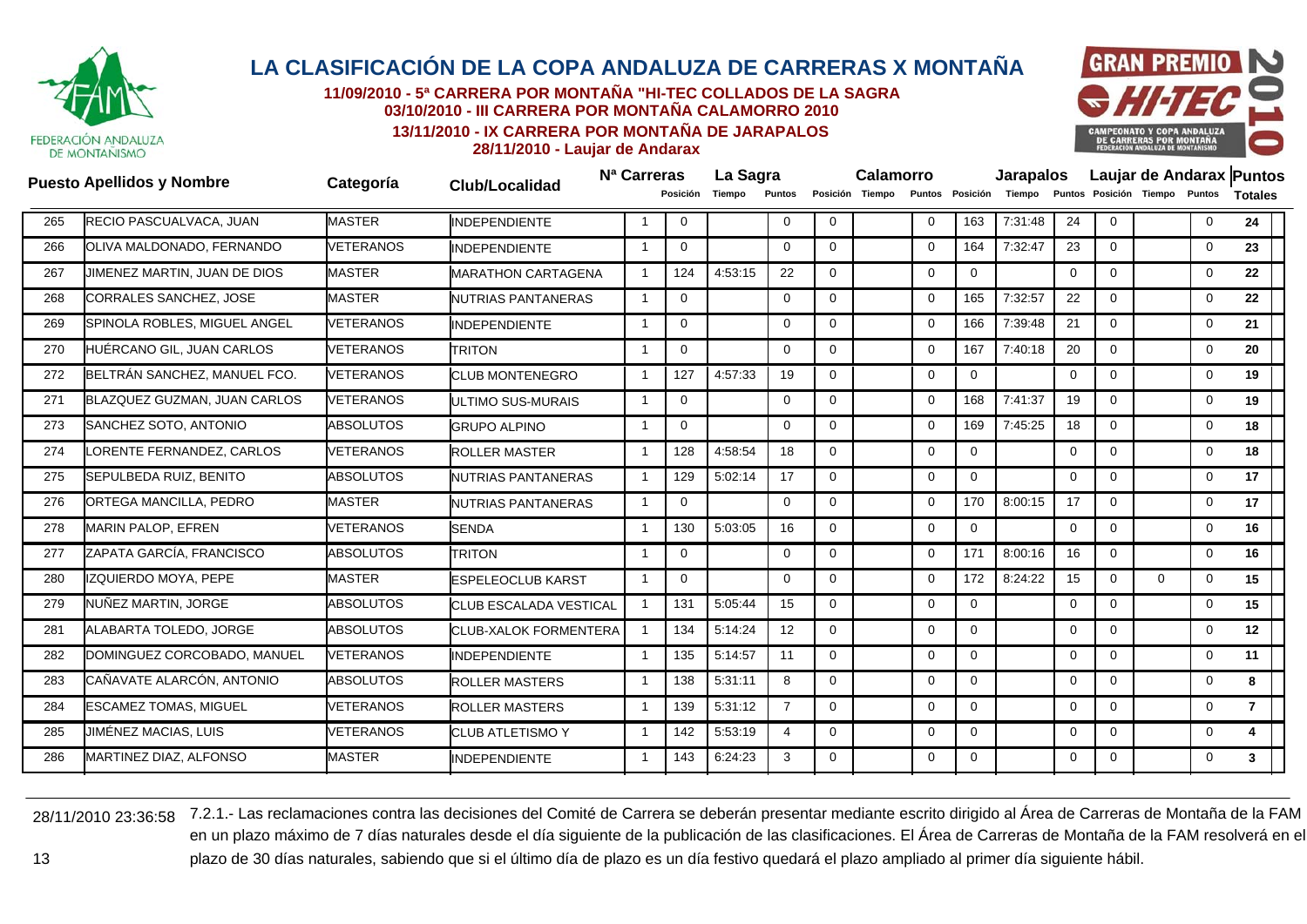# LA CLASIFICACIÓN DE LA COPA ANDALUZA DE CARRERAS X MONTAÑA

**11/09/2010 - 5ª CARRERA POR MONTAÑA "HI-TEC COLLADOS DE LA SAGRA**
**03/10/2010 - III CARRERA POR MONTAÑA CALAMORRO 2010**
**13/11/2010 - IX CARRERA POR MONTAÑA DE JARAPALOS**
**28/11/2010 - Laujar de Andarax**

| Puesto | Apellidos y Nombre | Categoría | Club/Localidad | Nª Carreras | La Sagra | | | Calamorro | | | Jarapalos | | | Laujar de Andarax | | | Puntos |
|---|---|---|---|---|---|---|---|---|---|---|---|---|---|---|---|---|---|
| | | | | | Posición | Tiempo | Puntos | Posición | Tiempo | Puntos | Posición | Tiempo | Puntos | Posición | Tiempo | Puntos | Totales |
| 265 | RECIO PASCUALVACA, JUAN | MASTER | INDEPENDIENTE | 1 | 0 | | 0 | 0 | | 0 | 163 | 7:31:48 | 24 | 0 | | 0 | **24** |
| 266 | OLIVA MALDONADO, FERNANDO | VETERANOS | INDEPENDIENTE | 1 | 0 | | 0 | 0 | | 0 | 164 | 7:32:47 | 23 | 0 | | 0 | **23** |
| 267 | JIMENEZ MARTIN, JUAN DE DIOS | MASTER | MARATHON CARTAGENA | 1 | 124 | 4:53:15 | 22 | 0 | | 0 | 0 | | 0 | 0 | | 0 | **22** |
| 268 | CORRALES SANCHEZ, JOSE | MASTER | NUTRIAS PANTANERAS | 1 | 0 | | 0 | 0 | | 0 | 165 | 7:32:57 | 22 | 0 | | 0 | **22** |
| 269 | SPINOLA ROBLES, MIGUEL ANGEL | VETERANOS | INDEPENDIENTE | 1 | 0 | | 0 | 0 | | 0 | 166 | 7:39:48 | 21 | 0 | | 0 | **21** |
| 270 | HUÉRCANO GIL, JUAN CARLOS | VETERANOS | TRITON | 1 | 0 | | 0 | 0 | | 0 | 167 | 7:40:18 | 20 | 0 | | 0 | **20** |
| 272 | BELTRÁN SANCHEZ, MANUEL FCO. | VETERANOS | CLUB MONTENEGRO | 1 | 127 | 4:57:33 | 19 | 0 | | 0 | 0 | | 0 | 0 | | 0 | **19** |
| 271 | BLAZQUEZ GUZMAN, JUAN CARLOS | VETERANOS | ULTIMO SUS-MURAIS | 1 | 0 | | 0 | 0 | | 0 | 168 | 7:41:37 | 19 | 0 | | 0 | **19** |
| 273 | SANCHEZ SOTO, ANTONIO | ABSOLUTOS | GRUPO ALPINO | 1 | 0 | | 0 | 0 | | 0 | 169 | 7:45:25 | 18 | 0 | | 0 | **18** |
| 274 | LORENTE FERNANDEZ, CARLOS | VETERANOS | ROLLER MASTER | 1 | 128 | 4:58:54 | 18 | 0 | | 0 | 0 | | 0 | 0 | | 0 | **18** |
| 275 | SEPULBEDA RUIZ, BENITO | ABSOLUTOS | NUTRIAS PANTANERAS | 1 | 129 | 5:02:14 | 17 | 0 | | 0 | 0 | | 0 | 0 | | 0 | **17** |
| 276 | ORTEGA MANCILLA, PEDRO | MASTER | NUTRIAS PANTANERAS | 1 | 0 | | 0 | 0 | | 0 | 170 | 8:00:15 | 17 | 0 | | 0 | **17** |
| 278 | MARIN PALOP, EFREN | VETERANOS | SENDA | 1 | 130 | 5:03:05 | 16 | 0 | | 0 | 0 | | 0 | 0 | | 0 | **16** |
| 277 | ZAPATA GARCÍA, FRANCISCO | ABSOLUTOS | TRITON | 1 | 0 | | 0 | 0 | | 0 | 171 | 8:00:16 | 16 | 0 | | 0 | **16** |
| 280 | IZQUIERDO MOYA, PEPE | MASTER | ESPELEOCLUB KARST | 1 | 0 | | 0 | 0 | | 0 | 172 | 8:24:22 | 15 | 0 | 0 | 0 | **15** |
| 279 | NUÑEZ MARTIN, JORGE | ABSOLUTOS | CLUB ESCALADA VESTICAL | 1 | 131 | 5:05:44 | 15 | 0 | | 0 | 0 | | 0 | 0 | | 0 | **15** |
| 281 | ALABARTA TOLEDO, JORGE | ABSOLUTOS | CLUB-XALOK FORMENTERA | 1 | 134 | 5:14:24 | 12 | 0 | | 0 | 0 | | 0 | 0 | | 0 | **12** |
| 282 | DOMINGUEZ CORCOBADO, MANUEL | VETERANOS | INDEPENDIENTE | 1 | 135 | 5:14:57 | 11 | 0 | | 0 | 0 | | 0 | 0 | | 0 | **11** |
| 283 | CAÑAVATE ALARCÓN, ANTONIO | ABSOLUTOS | ROLLER MASTERS | 1 | 138 | 5:31:11 | 8 | 0 | | 0 | 0 | | 0 | 0 | | 0 | **8** |
| 284 | ESCAMEZ TOMAS, MIGUEL | VETERANOS | ROLLER MASTERS | 1 | 139 | 5:31:12 | 7 | 0 | | 0 | 0 | | 0 | 0 | | 0 | **7** |
| 285 | JIMÉNEZ MACIAS, LUIS | VETERANOS | CLUB ATLETISMO Y | 1 | 142 | 5:53:19 | 4 | 0 | | 0 | 0 | | 0 | 0 | | 0 | **4** |
| 286 | MARTINEZ DIAZ, ALFONSO | MASTER | INDEPENDIENTE | 1 | 143 | 6:24:23 | 3 | 0 | | 0 | 0 | | 0 | 0 | | 0 | **3** |

28/11/2010 23:36:58 7.2.1.- Las reclamaciones contra las decisiones del Comité de Carrera se deberán presentar mediante escrito dirigido al Área de Carreras de Montaña de la FAM en un plazo máximo de 7 días naturales desde el día siguiente de la publicación de las clasificaciones. El Área de Carreras de Montaña de la FAM resolverá en el plazo de 30 días naturales, sabiendo que si el último día de plazo es un día festivo quedará el plazo ampliado al primer día siguiente hábil.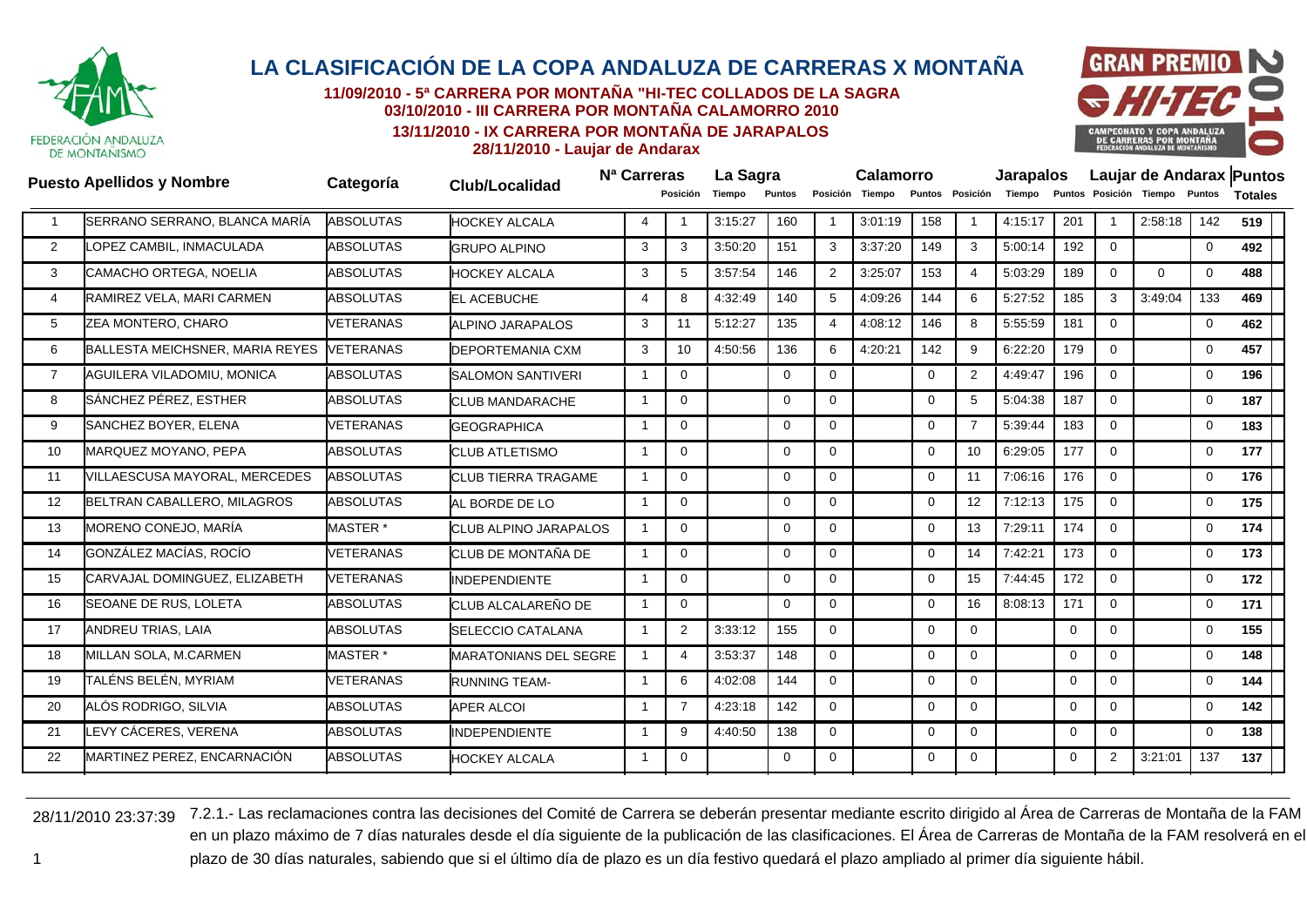# LA CLASIFICACIÓN DE LA COPA ANDALUZA DE CARRERAS X MONTAÑA

**11/09/2010 - 5ª CARRERA POR MONTAÑA "HI-TEC COLLADOS DE LA SAGRA**
**03/10/2010 - III CARRERA POR MONTAÑA CALAMORRO 2010**
**13/11/2010 - IX CARRERA POR MONTAÑA DE JARAPALOS**
**28/11/2010 - Laujar de Andarax**

| Puesto | Apellidos y Nombre | Categoría | Club/Localidad | Nº Carreras | La Sagra | | | Calamorro | | | Jarapalos | | | Laujar de Andarax | | | Puntos |
|---|---|---|---|---|---|---|---|---|---|---|---|---|---|---|---|---|---|
| | | | | | Posición | Tiempo | Puntos | Posición | Tiempo | Puntos | Posición | Tiempo | Puntos | Posición | Tiempo | Puntos | Totales |
| 1 | SERRANO SERRANO, BLANCA MARÍA | ABSOLUTAS | HOCKEY ALCALA | 4 | 1 | 3:15:27 | 160 | 1 | 3:01:19 | 158 | 1 | 4:15:17 | 201 | 1 | 2:58:18 | 142 | **519** |
| 2 | LOPEZ CAMBIL, INMACULADA | ABSOLUTAS | GRUPO ALPINO | 3 | 3 | 3:50:20 | 151 | 3 | 3:37:20 | 149 | 3 | 5:00:14 | 192 | 0 | | 0 | **492** |
| 3 | CAMACHO ORTEGA, NOELIA | ABSOLUTAS | HOCKEY ALCALA | 3 | 5 | 3:57:54 | 146 | 2 | 3:25:07 | 153 | 4 | 5:03:29 | 189 | 0 | 0 | 0 | **488** |
| 4 | RAMIREZ VELA, MARI CARMEN | ABSOLUTAS | EL ACEBUCHE | 4 | 8 | 4:32:49 | 140 | 5 | 4:09:26 | 144 | 6 | 5:27:52 | 185 | 3 | 3:49:04 | 133 | **469** |
| 5 | ZEA MONTERO, CHARO | VETERANAS | ALPINO JARAPALOS | 3 | 11 | 5:12:27 | 135 | 4 | 4:08:12 | 146 | 8 | 5:55:59 | 181 | 0 | | 0 | **462** |
| 6 | BALLESTA MEICHSNER, MARIA REYES | VETERANAS | DEPORTEMANIA CXM | 3 | 10 | 4:50:56 | 136 | 6 | 4:20:21 | 142 | 9 | 6:22:20 | 179 | 0 | | 0 | **457** |
| 7 | AGUILERA VILADOMIU, MONICA | ABSOLUTAS | SALOMON SANTIVERI | 1 | 0 | | 0 | 0 | | 0 | 2 | 4:49:47 | 196 | 0 | | 0 | **196** |
| 8 | SÁNCHEZ PÉREZ, ESTHER | ABSOLUTAS | CLUB MANDARACHE | 1 | 0 | | 0 | 0 | | 0 | 5 | 5:04:38 | 187 | 0 | | 0 | **187** |
| 9 | SANCHEZ BOYER, ELENA | VETERANAS | GEOGRAPHICA | 1 | 0 | | 0 | 0 | | 0 | 7 | 5:39:44 | 183 | 0 | | 0 | **183** |
| 10 | MARQUEZ MOYANO, PEPA | ABSOLUTAS | CLUB ATLETISMO | 1 | 0 | | 0 | 0 | | 0 | 10 | 6:29:05 | 177 | 0 | | 0 | **177** |
| 11 | VILLAESCUSA MAYORAL, MERCEDES | ABSOLUTAS | CLUB TIERRA TRAGAME | 1 | 0 | | 0 | 0 | | 0 | 11 | 7:06:16 | 176 | 0 | | 0 | **176** |
| 12 | BELTRAN CABALLERO, MILAGROS | ABSOLUTAS | AL BORDE DE LO | 1 | 0 | | 0 | 0 | | 0 | 12 | 7:12:13 | 175 | 0 | | 0 | **175** |
| 13 | MORENO CONEJO, MARÍA | MASTER * | CLUB ALPINO JARAPALOS | 1 | 0 | | 0 | 0 | | 0 | 13 | 7:29:11 | 174 | 0 | | 0 | **174** |
| 14 | GONZÁLEZ MACÍAS, ROCÍO | VETERANAS | CLUB DE MONTAÑA DE | 1 | 0 | | 0 | 0 | | 0 | 14 | 7:42:21 | 173 | 0 | | 0 | **173** |
| 15 | CARVAJAL DOMINGUEZ, ELIZABETH | VETERANAS | INDEPENDIENTE | 1 | 0 | | 0 | 0 | | 0 | 15 | 7:44:45 | 172 | 0 | | 0 | **172** |
| 16 | SEOANE DE RUS, LOLETA | ABSOLUTAS | CLUB ALCALAREÑO DE | 1 | 0 | | 0 | 0 | | 0 | 16 | 8:08:13 | 171 | 0 | | 0 | **171** |
| 17 | ANDREU TRIAS, LAIA | ABSOLUTAS | SELECCIO CATALANA | 1 | 2 | 3:33:12 | 155 | 0 | | 0 | 0 | | 0 | 0 | | 0 | **155** |
| 18 | MILLAN SOLA, M.CARMEN | MASTER * | MARATONIANS DEL SEGRE | 1 | 4 | 3:53:37 | 148 | 0 | | 0 | 0 | | 0 | 0 | | 0 | **148** |
| 19 | TALÉNS BELÉN, MYRIAM | VETERANAS | RUNNING TEAM- | 1 | 6 | 4:02:08 | 144 | 0 | | 0 | 0 | | 0 | 0 | | 0 | **144** |
| 20 | ALÓS RODRIGO, SILVIA | ABSOLUTAS | APER ALCOI | 1 | 7 | 4:23:18 | 142 | 0 | | 0 | 0 | | 0 | 0 | | 0 | **142** |
| 21 | LEVY CÁCERES, VERENA | ABSOLUTAS | INDEPENDIENTE | 1 | 9 | 4:40:50 | 138 | 0 | | 0 | 0 | | 0 | 0 | | 0 | **138** |
| 22 | MARTINEZ PEREZ, ENCARNACIÓN | ABSOLUTAS | HOCKEY ALCALA | 1 | 0 | | 0 | 0 | | 0 | 0 | | 0 | 2 | 3:21:01 | 137 | **137** |

28/11/2010 23:37:39 7.2.1.- Las reclamaciones contra las decisiones del Comité de Carrera se deberán presentar mediante escrito dirigido al Área de Carreras de Montaña de la FAM en un plazo máximo de 7 días naturales desde el día siguiente de la publicación de las clasificaciones. El Área de Carreras de Montaña de la FAM resolverá en el plazo de 30 días naturales, sabiendo que si el último día de plazo es un día festivo quedará el plazo ampliado al primer día siguiente hábil.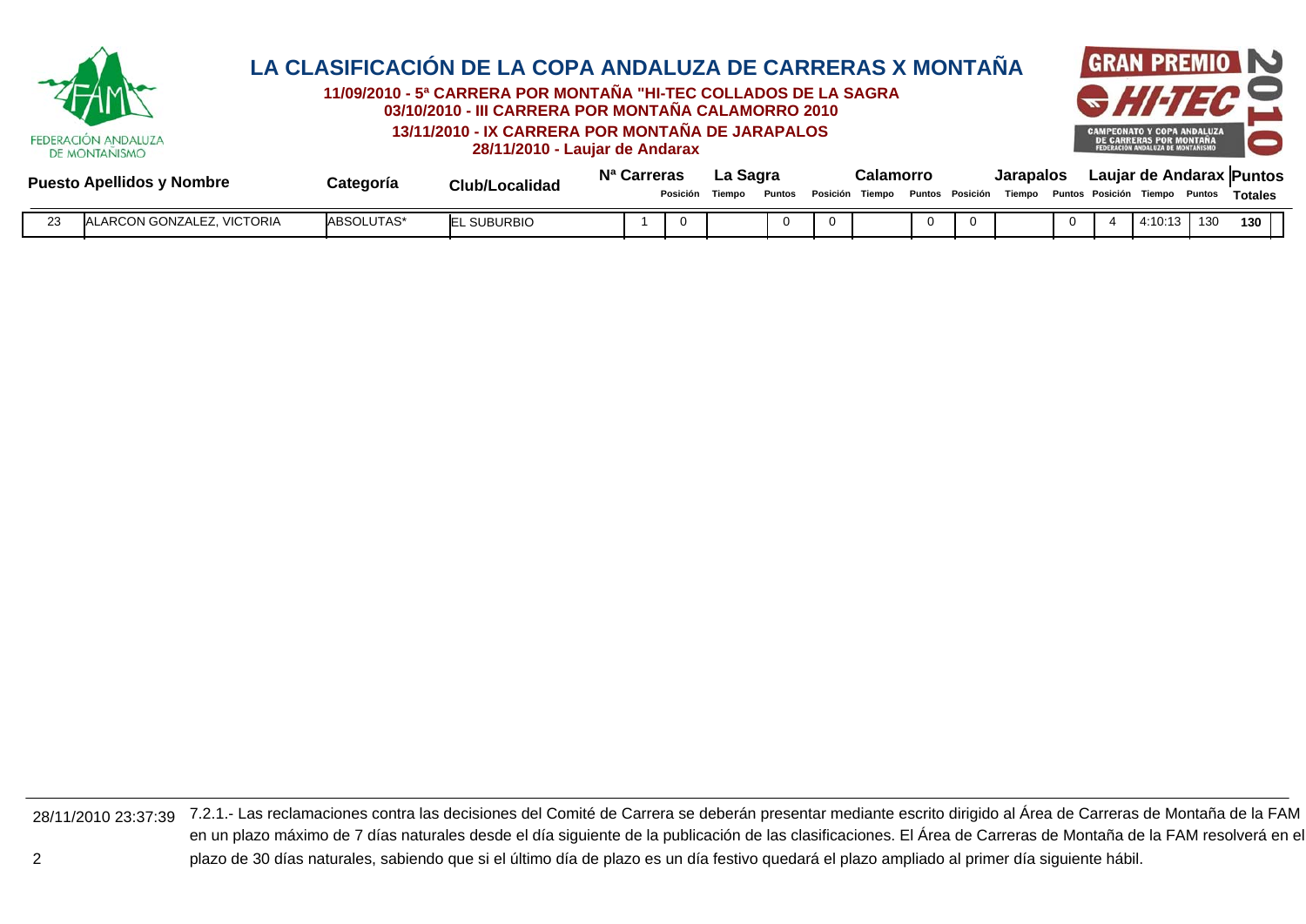# LA CLASIFICACIÓN DE LA COPA ANDALUZA DE CARRERAS X MONTAÑA

**11/09/2010 - 5ª CARRERA POR MONTAÑA "HI-TEC COLLADOS DE LA SAGRA**
**03/10/2010 - III CARRERA POR MONTAÑA CALAMORRO 2010**
**13/11/2010 - IX CARRERA POR MONTAÑA DE JARAPALOS**
**28/11/2010 - Laujar de Andarax**

FEDERACIÓN ANDALUZA DE MONTAÑISMO

GRAN PREMIO HI-TEC 2010 — CAMPEONATO Y COPA ANDALUZA DE CARRERAS POR MONTAÑA — FEDERACIÓN ANDALUZA DE MONTAÑISMO

| Puesto | Apellidos y Nombre | Categoría | Club/Localidad | Nª Carreras | La Sagra | | | Calamorro | | | Jarapalos | | | Laujar de Andarax | | | Puntos Totales |
|---|---|---|---|---|---|---|---|---|---|---|---|---|---|---|---|---|---|
| | | | | | Posición | Tiempo | Puntos | Posición | Tiempo | Puntos | Posición | Tiempo | Puntos | Posición | Tiempo | Puntos | |
| 23 | ALARCON GONZALEZ, VICTORIA | ABSOLUTAS* | EL SUBURBIO | 1 | 0 | | 0 | 0 | | 0 | 0 | | 0 | 4 | 4:10:13 | 130 | **130** |

28/11/2010 23:37:39

7.2.1.- Las reclamaciones contra las decisiones del Comité de Carrera se deberán presentar mediante escrito dirigido al Área de Carreras de Montaña de la FAM en un plazo máximo de 7 días naturales desde el día siguiente de la publicación de las clasificaciones. El Área de Carreras de Montaña de la FAM resolverá en el plazo de 30 días naturales, sabiendo que si el último día de plazo es un día festivo quedará el plazo ampliado al primer día siguiente hábil.